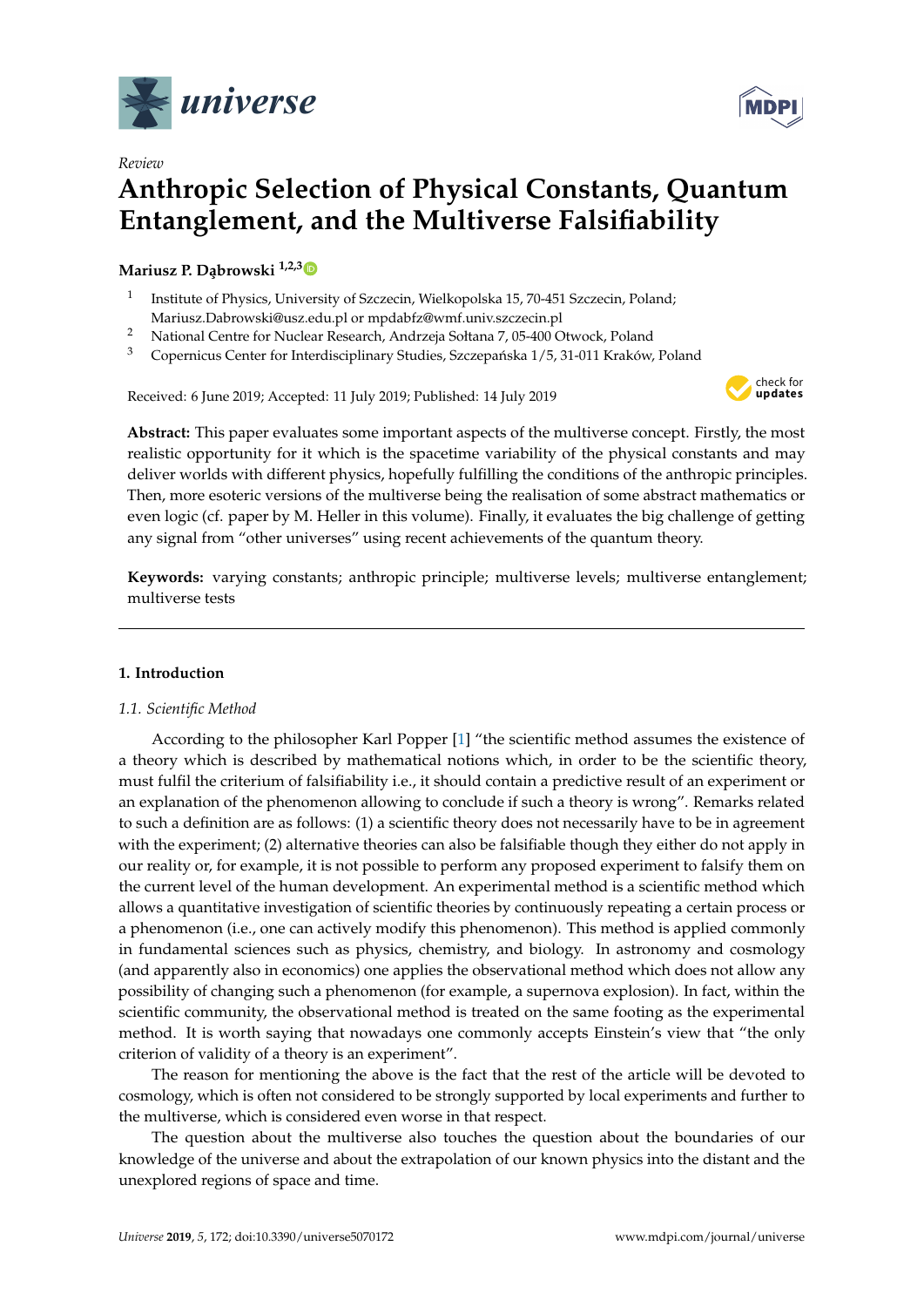*Review*

# Anthropic Selection of Physical Constants, Quantum Entanglement, and the Multiverse Falsifiability

**Mariusz P. Dąbrowski** [1,2,3]

[1] Institute of Physics, University of Szczecin, Wielkopolska 15, 70-451 Szczecin, Poland; Mariusz.Dabrowski@usz.edu.pl or mpdabfz@wmf.univ.szczecin.pl
[2] National Centre for Nuclear Research, Andrzeja Sołtana 7, 05-400 Otwock, Poland
[3] Copernicus Center for Interdisciplinary Studies, Szczepańska 1/5, 31-011 Kraków, Poland

Received: 6 June 2019; Accepted: 11 July 2019; Published: 14 July 2019

**Abstract:** This paper evaluates some important aspects of the multiverse concept. Firstly, the most realistic opportunity for it which is the spacetime variability of the physical constants and may deliver worlds with different physics, hopefully fulfilling the conditions of the anthropic principles. Then, more esoteric versions of the multiverse being the realisation of some abstract mathematics or even logic (cf. paper by M. Heller in this volume). Finally, it evaluates the big challenge of getting any signal from "other universes" using recent achievements of the quantum theory.

**Keywords:** varying constants; anthropic principle; multiverse levels; multiverse entanglement; multiverse tests

## 1. Introduction

### 1.1. Scientific Method

According to the philosopher Karl Popper [1] "the scientific method assumes the existence of a theory which is described by mathematical notions which, in order to be the scientific theory, must fulfil the criterium of falsifiability i.e., it should contain a predictive result of an experiment or an explanation of the phenomenon allowing to conclude if such a theory is wrong". Remarks related to such a definition are as follows: (1) a scientific theory does not necessarily have to be in agreement with the experiment; (2) alternative theories can also be falsifiable though they either do not apply in our reality or, for example, it is not possible to perform any proposed experiment to falsify them on the current level of the human development. An experimental method is a scientific method which allows a quantitative investigation of scientific theories by continuously repeating a certain process or a phenomenon (i.e., one can actively modify this phenomenon). This method is applied commonly in fundamental sciences such as physics, chemistry, and biology. In astronomy and cosmology (and apparently also in economics) one applies the observational method which does not allow any possibility of changing such a phenomenon (for example, a supernova explosion). In fact, within the scientific community, the observational method is treated on the same footing as the experimental method. It is worth saying that nowadays one commonly accepts Einstein's view that "the only criterion of validity of a theory is an experiment".

The reason for mentioning the above is the fact that the rest of the article will be devoted to cosmology, which is often not considered to be strongly supported by local experiments and further to the multiverse, which is considered even worse in that respect.

The question about the multiverse also touches the question about the boundaries of our knowledge of the universe and about the extrapolation of our known physics into the distant and the unexplored regions of space and time.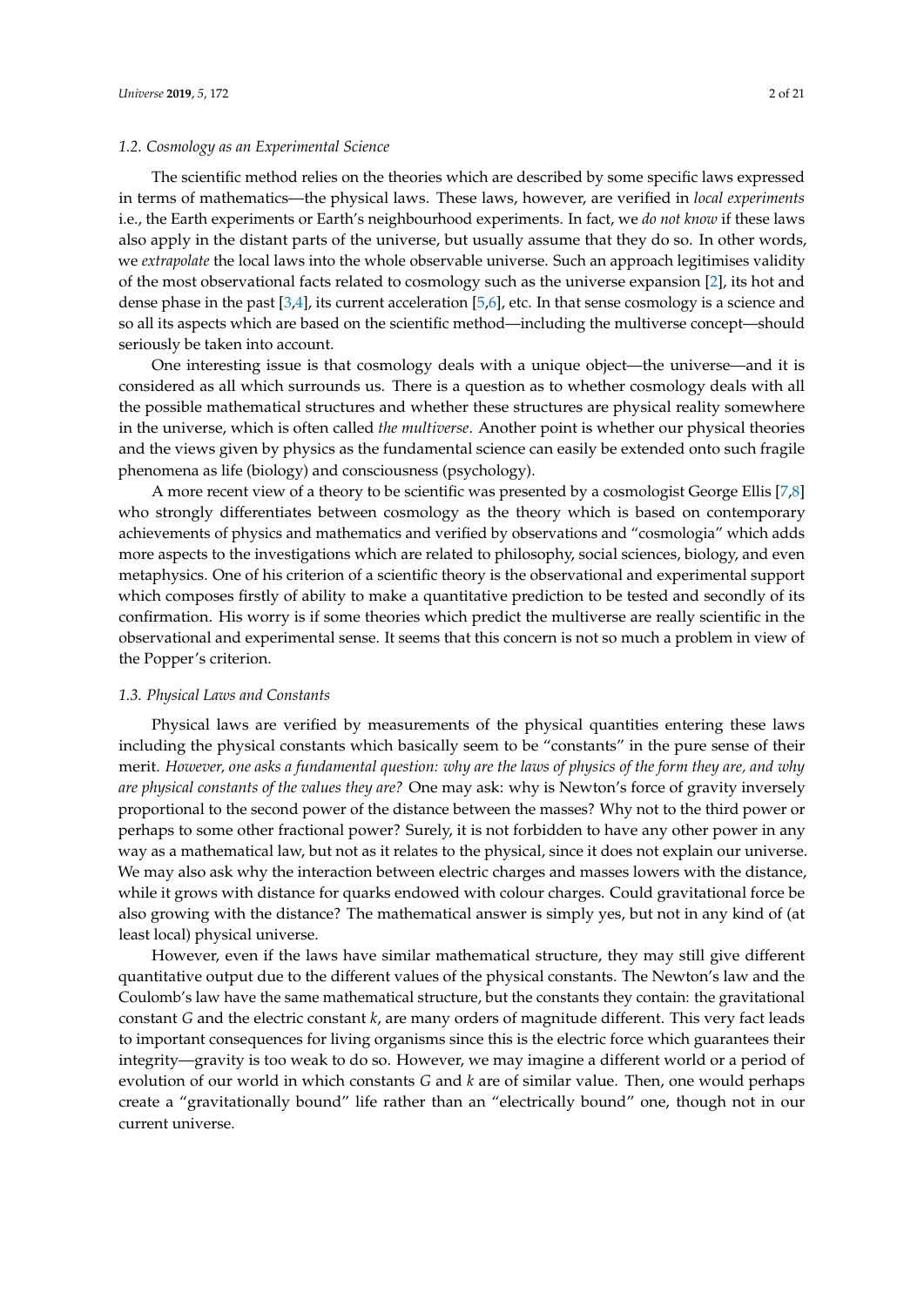### 1.2. Cosmology as an Experimental Science

The scientific method relies on the theories which are described by some specific laws expressed in terms of mathematics—the physical laws. These laws, however, are verified in *local experiments* i.e., the Earth experiments or Earth's neighbourhood experiments. In fact, we *do not know* if these laws also apply in the distant parts of the universe, but usually assume that they do so. In other words, we *extrapolate* the local laws into the whole observable universe. Such an approach legitimises validity of the most observational facts related to cosmology such as the universe expansion [2], its hot and dense phase in the past [3,4], its current acceleration [5,6], etc. In that sense cosmology is a science and so all its aspects which are based on the scientific method—including the multiverse concept—should seriously be taken into account.

One interesting issue is that cosmology deals with a unique object—the universe—and it is considered as all which surrounds us. There is a question as to whether cosmology deals with all the possible mathematical structures and whether these structures are physical reality somewhere in the universe, which is often called *the multiverse*. Another point is whether our physical theories and the views given by physics as the fundamental science can easily be extended onto such fragile phenomena as life (biology) and consciousness (psychology).

A more recent view of a theory to be scientific was presented by a cosmologist George Ellis [7,8] who strongly differentiates between cosmology as the theory which is based on contemporary achievements of physics and mathematics and verified by observations and "cosmologia" which adds more aspects to the investigations which are related to philosophy, social sciences, biology, and even metaphysics. One of his criterion of a scientific theory is the observational and experimental support which composes firstly of ability to make a quantitative prediction to be tested and secondly of its confirmation. His worry is if some theories which predict the multiverse are really scientific in the observational and experimental sense. It seems that this concern is not so much a problem in view of the Popper's criterion.

### 1.3. Physical Laws and Constants

Physical laws are verified by measurements of the physical quantities entering these laws including the physical constants which basically seem to be "constants" in the pure sense of their merit. *However, one asks a fundamental question: why are the laws of physics of the form they are, and why are physical constants of the values they are?* One may ask: why is Newton's force of gravity inversely proportional to the second power of the distance between the masses? Why not to the third power or perhaps to some other fractional power? Surely, it is not forbidden to have any other power in any way as a mathematical law, but not as it relates to the physical, since it does not explain our universe. We may also ask why the interaction between electric charges and masses lowers with the distance, while it grows with distance for quarks endowed with colour charges. Could gravitational force be also growing with the distance? The mathematical answer is simply yes, but not in any kind of (at least local) physical universe.

However, even if the laws have similar mathematical structure, they may still give different quantitative output due to the different values of the physical constants. The Newton's law and the Coulomb's law have the same mathematical structure, but the constants they contain: the gravitational constant $G$ and the electric constant $k$, are many orders of magnitude different. This very fact leads to important consequences for living organisms since this is the electric force which guarantees their integrity—gravity is too weak to do so. However, we may imagine a different world or a period of evolution of our world in which constants $G$ and $k$ are of similar value. Then, one would perhaps create a "gravitationally bound" life rather than an "electrically bound" one, though not in our current universe.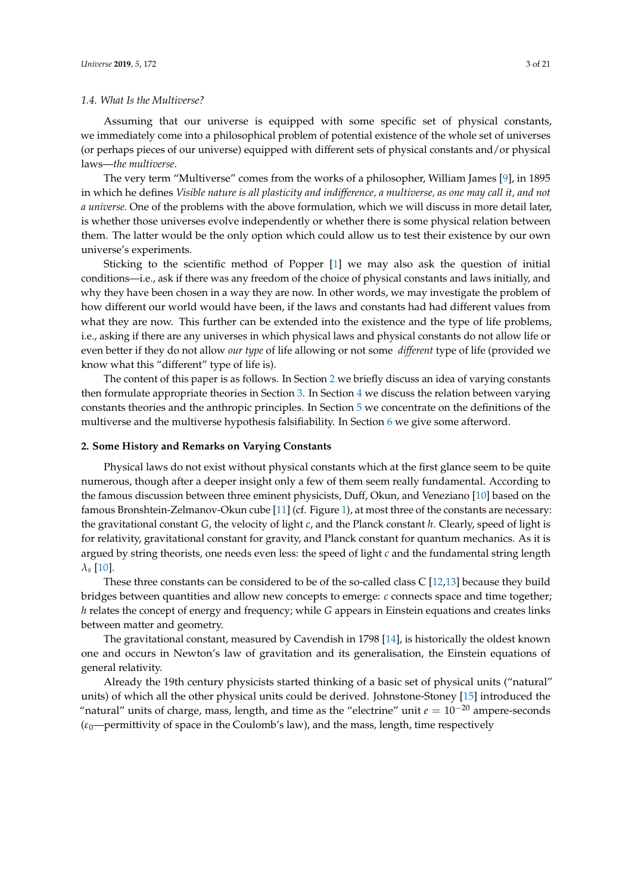### 1.4. What Is the Multiverse?

Assuming that our universe is equipped with some specific set of physical constants, we immediately come into a philosophical problem of potential existence of the whole set of universes (or perhaps pieces of our universe) equipped with different sets of physical constants and/or physical laws—*the multiverse*.

The very term "Multiverse" comes from the works of a philosopher, William James [9], in 1895 in which he defines *Visible nature is all plasticity and indifference, a multiverse, as one may call it, and not a universe.* One of the problems with the above formulation, which we will discuss in more detail later, is whether those universes evolve independently or whether there is some physical relation between them. The latter would be the only option which could allow us to test their existence by our own universe's experiments.

Sticking to the scientific method of Popper [1] we may also ask the question of initial conditions—i.e., ask if there was any freedom of the choice of physical constants and laws initially, and why they have been chosen in a way they are now. In other words, we may investigate the problem of how different our world would have been, if the laws and constants had had different values from what they are now. This further can be extended into the existence and the type of life problems, i.e., asking if there are any universes in which physical laws and physical constants do not allow life or even better if they do not allow *our type* of life allowing or not some *different* type of life (provided we know what this "different" type of life is).

The content of this paper is as follows. In Section 2 we briefly discuss an idea of varying constants then formulate appropriate theories in Section 3. In Section 4 we discuss the relation between varying constants theories and the anthropic principles. In Section 5 we concentrate on the definitions of the multiverse and the multiverse hypothesis falsifiability. In Section 6 we give some afterword.

## 2. Some History and Remarks on Varying Constants

Physical laws do not exist without physical constants which at the first glance seem to be quite numerous, though after a deeper insight only a few of them seem really fundamental. According to the famous discussion between three eminent physicists, Duff, Okun, and Veneziano [10] based on the famous Bronshtein-Zelmanov-Okun cube [11] (cf. Figure 1), at most three of the constants are necessary: the gravitational constant $G$, the velocity of light $c$, and the Planck constant $h$. Clearly, speed of light is for relativity, gravitational constant for gravity, and Planck constant for quantum mechanics. As it is argued by string theorists, one needs even less: the speed of light $c$ and the fundamental string length $\lambda_s$ [10].

These three constants can be considered to be of the so-called class C [12,13] because they build bridges between quantities and allow new concepts to emerge: $c$ connects space and time together; $h$ relates the concept of energy and frequency; while $G$ appears in Einstein equations and creates links between matter and geometry.

The gravitational constant, measured by Cavendish in 1798 [14], is historically the oldest known one and occurs in Newton's law of gravitation and its generalisation, the Einstein equations of general relativity.

Already the 19th century physicists started thinking of a basic set of physical units ("natural" units) of which all the other physical units could be derived. Johnstone-Stoney [15] introduced the "natural" units of charge, mass, length, and time as the "electrine" unit $e = 10^{-20}$ ampere-seconds ($\varepsilon_0$—permittivity of space in the Coulomb's law), and the mass, length, time respectively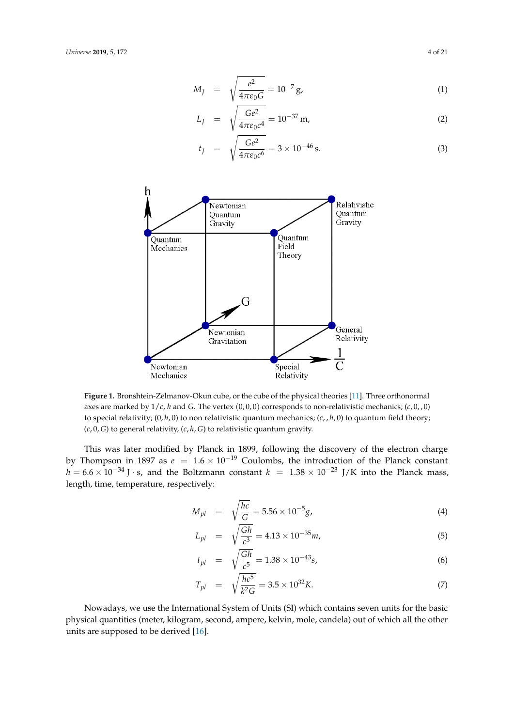$$M_J = \sqrt{\frac{e^2}{4\pi\varepsilon_0 G}} = 10^{-7}\,\text{g}, \tag{1}$$

$$L_J = \sqrt{\frac{Ge^2}{4\pi\varepsilon_0 c^4}} = 10^{-37}\,\text{m}, \tag{2}$$

$$t_J = \sqrt{\frac{Ge^2}{4\pi\varepsilon_0 c^6}} = 3 \times 10^{-46}\,\text{s}. \tag{3}$$

**Figure 1.** Bronshtein-Zelmanov-Okun cube, or the cube of the physical theories [11]. Three orthonormal axes are marked by $1/c$, $h$ and $G$. The vertex $(0,0,0)$ corresponds to non-relativistic mechanics; $(c,0,,0)$ to special relativity; $(0,h,0)$ to non relativistic quantum mechanics; $(c,,h,0)$ to quantum field theory; $(c,0,G)$ to general relativity, $(c,h,G)$ to relativistic quantum gravity.

This was later modified by Planck in 1899, following the discovery of the electron charge by Thompson in 1897 as $e = 1.6 \times 10^{-19}$ Coulombs, the introduction of the Planck constant $h = 6.6 \times 10^{-34}$ J $\cdot$ s, and the Boltzmann constant $k = 1.38 \times 10^{-23}$ J/K into the Planck mass, length, time, temperature, respectively:

$$M_{pl} = \sqrt{\frac{hc}{G}} = 5.56 \times 10^{-5} g, \tag{4}$$

$$L_{pl} = \sqrt{\frac{Gh}{c^3}} = 4.13 \times 10^{-35} m, \tag{5}$$

$$t_{pl} = \sqrt{\frac{Gh}{c^5}} = 1.38 \times 10^{-43} s, \tag{6}$$

$$T_{pl} = \sqrt{\frac{hc^5}{k^2 G}} = 3.5 \times 10^{32} K. \tag{7}$$

Nowadays, we use the International System of Units (SI) which contains seven units for the basic physical quantities (meter, kilogram, second, ampere, kelvin, mole, candela) out of which all the other units are supposed to be derived [16].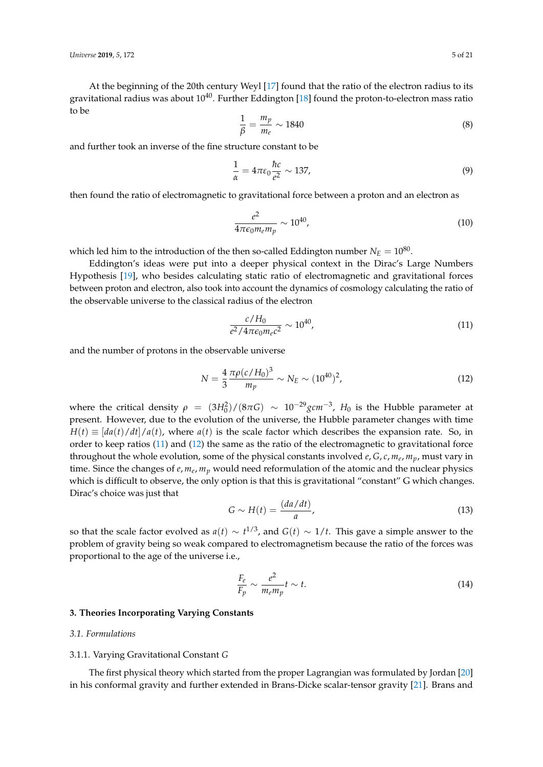At the beginning of the 20th century Weyl [17] found that the ratio of the electron radius to its gravitational radius was about $10^{40}$. Further Eddington [18] found the proton-to-electron mass ratio to be

$$\frac{1}{\beta} = \frac{m_p}{m_e} \sim 1840 \tag{8}$$

and further took an inverse of the fine structure constant to be

$$\frac{1}{\alpha} = 4\pi\varepsilon_0 \frac{\hbar c}{e^2} \sim 137, \tag{9}$$

then found the ratio of electromagnetic to gravitational force between a proton and an electron as

$$\frac{e^2}{4\pi\epsilon_0 m_e m_p} \sim 10^{40}, \tag{10}$$

which led him to the introduction of the then so-called Eddington number $N_E = 10^{80}$.

Eddington's ideas were put into a deeper physical context in the Dirac's Large Numbers Hypothesis [19], who besides calculating static ratio of electromagnetic and gravitational forces between proton and electron, also took into account the dynamics of cosmology calculating the ratio of the observable universe to the classical radius of the electron

$$\frac{c/H_0}{e^2/4\pi\epsilon_0 m_e c^2} \sim 10^{40}, \tag{11}$$

and the number of protons in the observable universe

$$N = \frac{4}{3}\frac{\pi\rho(c/H_0)^3}{m_p} \sim N_E \sim (10^{40})^2, \tag{12}$$

where the critical density $\rho = (3H_0^2)/(8\pi G) \sim 10^{-29} gcm^{-3}$, $H_0$ is the Hubble parameter at present. However, due to the evolution of the universe, the Hubble parameter changes with time $H(t) \equiv [da(t)/dt]/a(t)$, where $a(t)$ is the scale factor which describes the expansion rate. So, in order to keep ratios (11) and (12) the same as the ratio of the electromagnetic to gravitational force throughout the whole evolution, some of the physical constants involved $e, G, c, m_e, m_p$, must vary in time. Since the changes of $e, m_e, m_p$ would need reformulation of the atomic and the nuclear physics which is difficult to observe, the only option is that this is gravitational "constant" G which changes. Dirac's choice was just that

$$G \sim H(t) = \frac{(da/dt)}{a}, \tag{13}$$

so that the scale factor evolved as $a(t) \sim t^{1/3}$, and $G(t) \sim 1/t$. This gave a simple answer to the problem of gravity being so weak compared to electromagnetism because the ratio of the forces was proportional to the age of the universe i.e.,

$$\frac{F_e}{F_p} \sim \frac{e^2}{m_e m_p} t \sim t. \tag{14}$$

## 3. Theories Incorporating Varying Constants

### 3.1. Formulations

#### 3.1.1. Varying Gravitational Constant $G$

The first physical theory which started from the proper Lagrangian was formulated by Jordan [20] in his conformal gravity and further extended in Brans-Dicke scalar-tensor gravity [21]. Brans and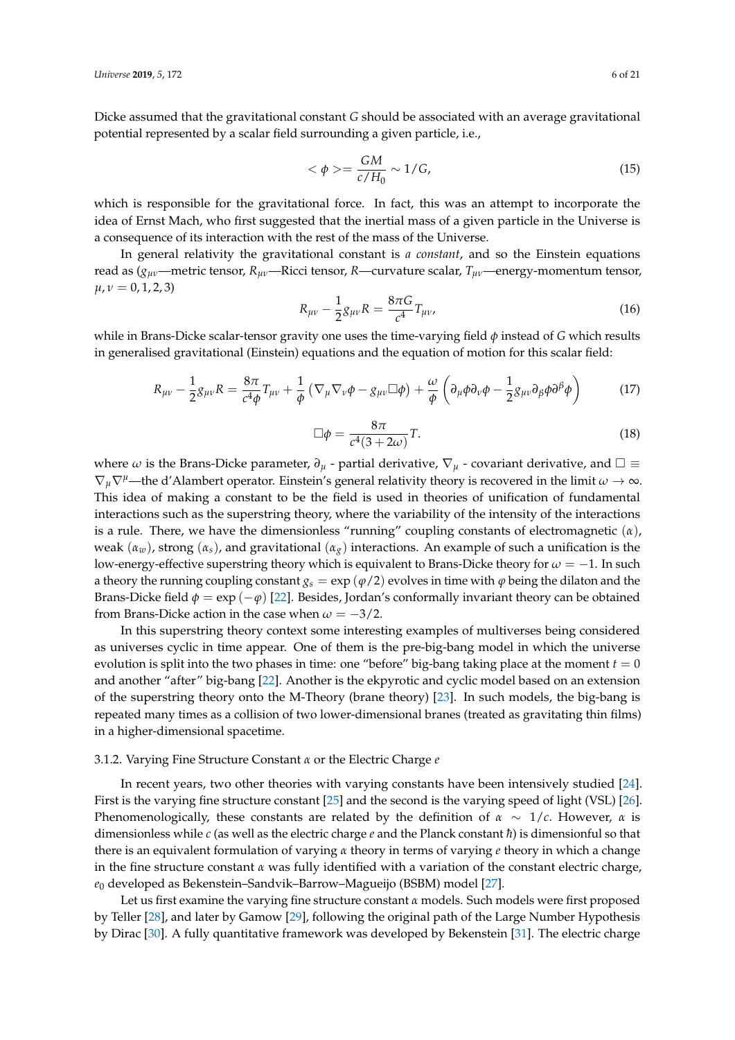Dicke assumed that the gravitational constant $G$ should be associated with an average gravitational potential represented by a scalar field surrounding a given particle, i.e.,

$$< \phi >= \frac{GM}{c/H_0} \sim 1/G, \tag{15}$$

which is responsible for the gravitational force. In fact, this was an attempt to incorporate the idea of Ernst Mach, who first suggested that the inertial mass of a given particle in the Universe is a consequence of its interaction with the rest of the mass of the Universe.

In general relativity the gravitational constant is *a constant*, and so the Einstein equations read as ($g_{\mu\nu}$—metric tensor, $R_{\mu\nu}$—Ricci tensor, $R$—curvature scalar, $T_{\mu\nu}$—energy-momentum tensor, $\mu, \nu = 0, 1, 2, 3$)

$$R_{\mu\nu} - \frac{1}{2} g_{\mu\nu} R = \frac{8\pi G}{c^4} T_{\mu\nu}, \tag{16}$$

while in Brans-Dicke scalar-tensor gravity one uses the time-varying field $\phi$ instead of $G$ which results in generalised gravitational (Einstein) equations and the equation of motion for this scalar field:

$$R_{\mu\nu} - \frac{1}{2} g_{\mu\nu} R = \frac{8\pi}{c^4 \phi} T_{\mu\nu} + \frac{1}{\phi} \left( \nabla_\mu \nabla_\nu \phi - g_{\mu\nu} \Box \phi \right) + \frac{\omega}{\phi} \left( \partial_\mu \phi \partial_\nu \phi - \frac{1}{2} g_{\mu\nu} \partial_\beta \phi \partial^\beta \phi \right) \tag{17}$$

$$\Box \phi = \frac{8\pi}{c^4 (3 + 2\omega)} T. \tag{18}$$

where $\omega$ is the Brans-Dicke parameter, $\partial_\mu$ - partial derivative, $\nabla_\mu$ - covariant derivative, and $\Box \equiv \nabla_\mu \nabla^\mu$—the d'Alambert operator. Einstein's general relativity theory is recovered in the limit $\omega \to \infty$. This idea of making a constant to be the field is used in theories of unification of fundamental interactions such as the superstring theory, where the variability of the intensity of the interactions is a rule. There, we have the dimensionless "running" coupling constants of electromagnetic ($\alpha$), weak ($\alpha_w$), strong ($\alpha_s$), and gravitational ($\alpha_g$) interactions. An example of such a unification is the low-energy-effective superstring theory which is equivalent to Brans-Dicke theory for $\omega = -1$. In such a theory the running coupling constant $g_s = \exp(\varphi/2)$ evolves in time with $\varphi$ being the dilaton and the Brans-Dicke field $\phi = \exp(-\varphi)$ [22]. Besides, Jordan's conformally invariant theory can be obtained from Brans-Dicke action in the case when $\omega = -3/2$.

In this superstring theory context some interesting examples of multiverses being considered as universes cyclic in time appear. One of them is the pre-big-bang model in which the universe evolution is split into the two phases in time: one "before" big-bang taking place at the moment $t = 0$ and another "after" big-bang [22]. Another is the ekpyrotic and cyclic model based on an extension of the superstring theory onto the M-Theory (brane theory) [23]. In such models, the big-bang is repeated many times as a collision of two lower-dimensional branes (treated as gravitating thin films) in a higher-dimensional spacetime.

#### 3.1.2. Varying Fine Structure Constant $\alpha$ or the Electric Charge $e$

In recent years, two other theories with varying constants have been intensively studied [24]. First is the varying fine structure constant [25] and the second is the varying speed of light (VSL) [26]. Phenomenologically, these constants are related by the definition of $\alpha \sim 1/c$. However, $\alpha$ is dimensionless while $c$ (as well as the electric charge $e$ and the Planck constant $\hbar$) is dimensionful so that there is an equivalent formulation of varying $\alpha$ theory in terms of varying $e$ theory in which a change in the fine structure constant $\alpha$ was fully identified with a variation of the constant electric charge, $e_0$ developed as Bekenstein–Sandvik–Barrow–Magueijo (BSBM) model [27].

Let us first examine the varying fine structure constant $\alpha$ models. Such models were first proposed by Teller [28], and later by Gamow [29], following the original path of the Large Number Hypothesis by Dirac [30]. A fully quantitative framework was developed by Bekenstein [31]. The electric charge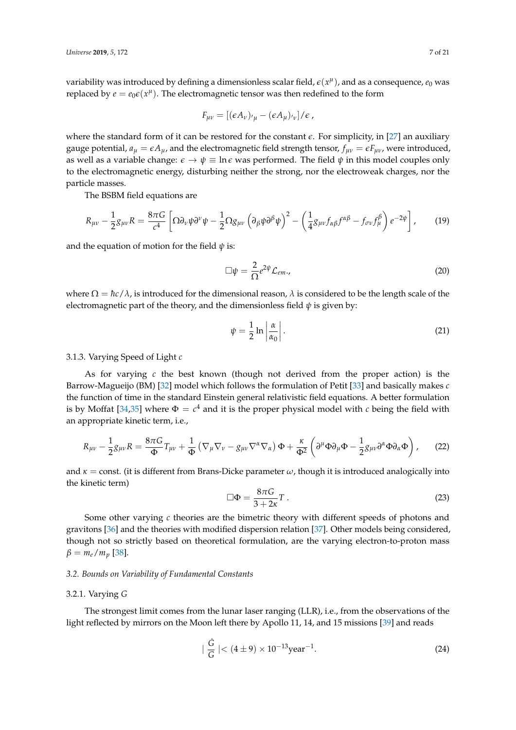variability was introduced by defining a dimensionless scalar field, $\epsilon(x^\mu)$, and as a consequence, $e_0$ was replaced by $e = e_0\epsilon(x^\mu)$. The electromagnetic tensor was then redefined to the form

$$F_{\mu\nu} = [(\epsilon A_\nu)_{,\mu} - (\epsilon A_\mu)_{,\nu}]/\epsilon \, ,$$

where the standard form of it can be restored for the constant $\epsilon$. For simplicity, in [27] an auxiliary gauge potential, $a_\mu = \epsilon A_\mu$, and the electromagnetic field strength tensor, $f_{\mu\nu} = \epsilon F_{\mu\nu}$, were introduced, as well as a variable change: $\epsilon \to \psi \equiv \ln \epsilon$ was performed. The field $\psi$ in this model couples only to the electromagnetic energy, disturbing neither the strong, nor the electroweak charges, nor the particle masses.

The BSBM field equations are

$$R_{\mu\nu} - \frac{1}{2}g_{\mu\nu}R = \frac{8\pi G}{c^4}\left[\Omega\partial_\nu\psi\partial^\nu\psi - \frac{1}{2}\Omega g_{\mu\nu}\left(\partial_\beta\psi\partial^\beta\psi\right)^2 - \left(\frac{1}{4}g_{\mu\nu}f_{\alpha\beta}f^{\alpha\beta} - f_{\sigma\nu}f^{\beta}_{\mu}\right)e^{-2\psi}\right], \tag{19}$$

and the equation of motion for the field $\psi$ is:

$$\Box\psi = \frac{2}{\Omega}e^{2\psi}\mathcal{L}_{em.}, \tag{20}$$

where $\Omega = \hbar c/\lambda$, is introduced for the dimensional reason, $\lambda$ is considered to be the length scale of the electromagnetic part of the theory, and the dimensionless field $\psi$ is given by:

$$\psi = \frac{1}{2}\ln\left|\frac{\alpha}{\alpha_0}\right|. \tag{21}$$

#### 3.1.3. Varying Speed of Light $c$

As for varying $c$ the best known (though not derived from the proper action) is the Barrow-Magueijo (BM) [32] model which follows the formulation of Petit [33] and basically makes $c$ the function of time in the standard Einstein general relativistic field equations. A better formulation is by Moffat [34,35] where $\Phi = c^4$ and it is the proper physical model with $c$ being the field with an appropriate kinetic term, i.e.,

$$R_{\mu\nu} - \frac{1}{2}g_{\mu\nu}R = \frac{8\pi G}{\Phi}T_{\mu\nu} + \frac{1}{\Phi}\left(\nabla_\mu\nabla_\nu - g_{\mu\nu}\nabla^\alpha\nabla_\alpha\right)\Phi + \frac{\kappa}{\Phi^2}\left(\partial^\mu\Phi\partial_\mu\Phi - \frac{1}{2}g_{\mu\nu}\partial^\alpha\Phi\partial_\alpha\Phi\right), \tag{22}$$

and $\kappa =$ const. (it is different from Brans-Dicke parameter $\omega$, though it is introduced analogically into the kinetic term)

$$\Box\Phi = \frac{8\pi G}{3+2\kappa}T \, . \tag{23}$$

Some other varying $c$ theories are the bimetric theory with different speeds of photons and gravitons [36] and the theories with modified dispersion relation [37]. Other models being considered, though not so strictly based on theoretical formulation, are the varying electron-to-proton mass $\beta = m_e/m_p$ [38].

### *3.2. Bounds on Variability of Fundamental Constants*

#### 3.2.1. Varying $G$

The strongest limit comes from the lunar laser ranging (LLR), i.e., from the observations of the light reflected by mirrors on the Moon left there by Apollo 11, 14, and 15 missions [39] and reads

$$\mid \frac{\dot{G}}{G} \mid < (4 \pm 9) \times 10^{-13}\text{year}^{-1}. \tag{24}$$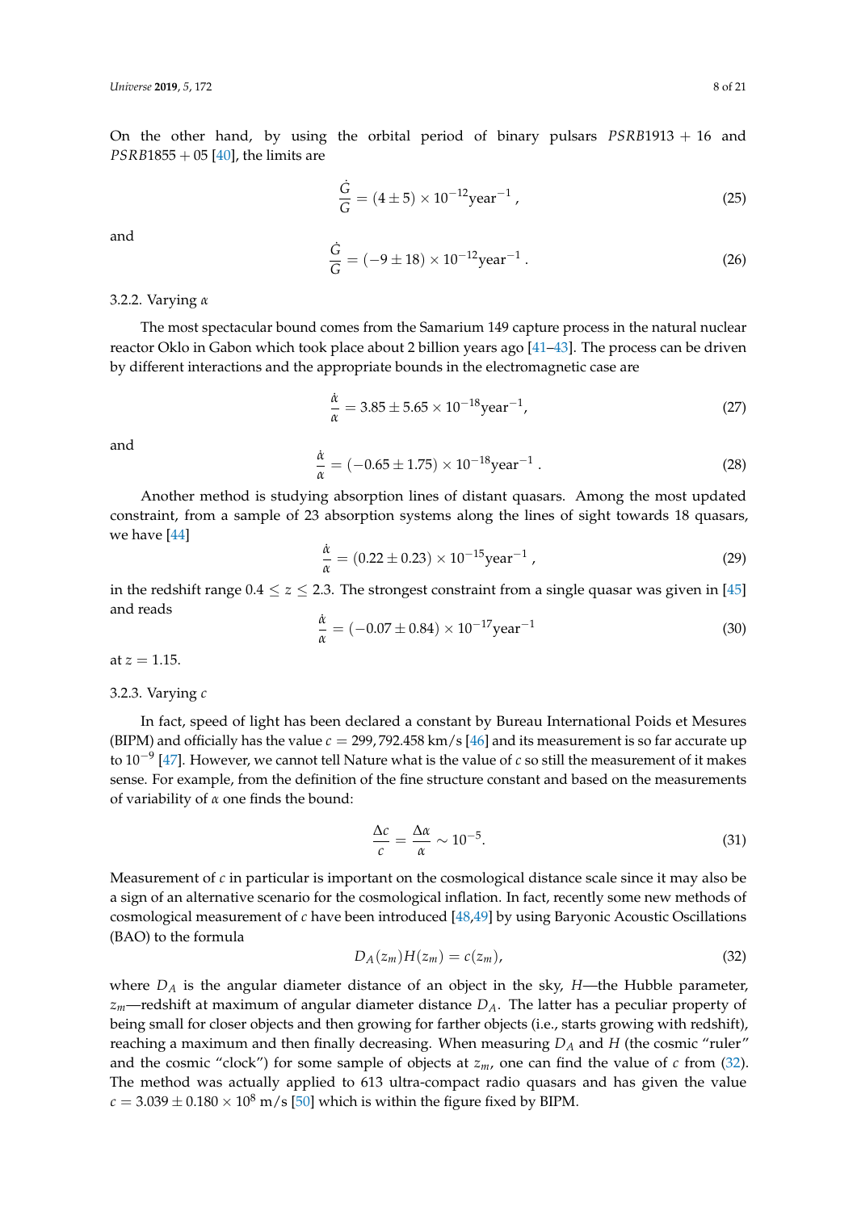On the other hand, by using the orbital period of binary pulsars $PSRB1913+16$ and $PSRB1855+05$ [40], the limits are

$$\frac{\dot{G}}{G} = (4 \pm 5) \times 10^{-12} \text{year}^{-1} , \tag{25}$$

and

$$\frac{\dot{G}}{G} = (-9 \pm 18) \times 10^{-12} \text{year}^{-1} . \tag{26}$$

### 3.2.2. Varying $\alpha$

The most spectacular bound comes from the Samarium 149 capture process in the natural nuclear reactor Oklo in Gabon which took place about 2 billion years ago [41–43]. The process can be driven by different interactions and the appropriate bounds in the electromagnetic case are

$$\frac{\dot{\alpha}}{\alpha} = 3.85 \pm 5.65 \times 10^{-18} \text{year}^{-1}, \tag{27}$$

and

$$\frac{\dot{\alpha}}{\alpha} = (-0.65 \pm 1.75) \times 10^{-18} \text{year}^{-1} . \tag{28}$$

Another method is studying absorption lines of distant quasars. Among the most updated constraint, from a sample of 23 absorption systems along the lines of sight towards 18 quasars, we have [44]

$$\frac{\dot{\alpha}}{\alpha} = (0.22 \pm 0.23) \times 10^{-15} \text{year}^{-1} , \tag{29}$$

in the redshift range $0.4 \leq z \leq 2.3$. The strongest constraint from a single quasar was given in [45] and reads

$$\frac{\dot{\alpha}}{\alpha} = (-0.07 \pm 0.84) \times 10^{-17} \text{year}^{-1} \tag{30}$$

at $z = 1.15$.

### 3.2.3. Varying $c$

In fact, speed of light has been declared a constant by Bureau International Poids et Mesures (BIPM) and officially has the value $c = 299,792.458$ km/s [46] and its measurement is so far accurate up to $10^{-9}$ [47]. However, we cannot tell Nature what is the value of $c$ so still the measurement of it makes sense. For example, from the definition of the fine structure constant and based on the measurements of variability of $\alpha$ one finds the bound:

$$\frac{\Delta c}{c} = \frac{\Delta \alpha}{\alpha} \sim 10^{-5}. \tag{31}$$

Measurement of $c$ in particular is important on the cosmological distance scale since it may also be a sign of an alternative scenario for the cosmological inflation. In fact, recently some new methods of cosmological measurement of $c$ have been introduced [48,49] by using Baryonic Acoustic Oscillations (BAO) to the formula

$$D_A(z_m)H(z_m) = c(z_m), \tag{32}$$

where $D_A$ is the angular diameter distance of an object in the sky, $H$—the Hubble parameter, $z_m$—redshift at maximum of angular diameter distance $D_A$. The latter has a peculiar property of being small for closer objects and then growing for farther objects (i.e., starts growing with redshift), reaching a maximum and then finally decreasing. When measuring $D_A$ and $H$ (the cosmic "ruler" and the cosmic "clock") for some sample of objects at $z_m$, one can find the value of $c$ from (32). The method was actually applied to 613 ultra-compact radio quasars and has given the value $c = 3.039 \pm 0.180 \times 10^8$ m/s [50] which is within the figure fixed by BIPM.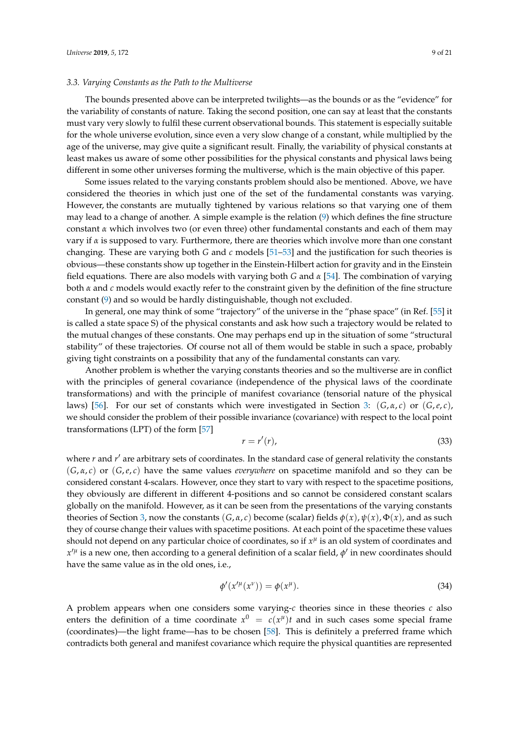### 3.3. Varying Constants as the Path to the Multiverse

The bounds presented above can be interpreted twilights—as the bounds or as the "evidence" for the variability of constants of nature. Taking the second position, one can say at least that the constants must vary very slowly to fulfil these current observational bounds. This statement is especially suitable for the whole universe evolution, since even a very slow change of a constant, while multiplied by the age of the universe, may give quite a significant result. Finally, the variability of physical constants at least makes us aware of some other possibilities for the physical constants and physical laws being different in some other universes forming the multiverse, which is the main objective of this paper.

Some issues related to the varying constants problem should also be mentioned. Above, we have considered the theories in which just one of the set of the fundamental constants was varying. However, the constants are mutually tightened by various relations so that varying one of them may lead to a change of another. A simple example is the relation (9) which defines the fine structure constant $\alpha$ which involves two (or even three) other fundamental constants and each of them may vary if $\alpha$ is supposed to vary. Furthermore, there are theories which involve more than one constant changing. These are varying both $G$ and $c$ models [51–53] and the justification for such theories is obvious—these constants show up together in the Einstein-Hilbert action for gravity and in the Einstein field equations. There are also models with varying both $G$ and $\alpha$ [54]. The combination of varying both $\alpha$ and $c$ models would exactly refer to the constraint given by the definition of the fine structure constant (9) and so would be hardly distinguishable, though not excluded.

In general, one may think of some "trajectory" of the universe in the "phase space" (in Ref. [55] it is called a state space S) of the physical constants and ask how such a trajectory would be related to the mutual changes of these constants. One may perhaps end up in the situation of some "structural stability" of these trajectories. Of course not all of them would be stable in such a space, probably giving tight constraints on a possibility that any of the fundamental constants can vary.

Another problem is whether the varying constants theories and so the multiverse are in conflict with the principles of general covariance (independence of the physical laws of the coordinate transformations) and with the principle of manifest covariance (tensorial nature of the physical laws) [56]. For our set of constants which were investigated in Section 3: $(G, \alpha, c)$ or $(G, e, c)$, we should consider the problem of their possible invariance (covariance) with respect to the local point transformations (LPT) of the form [57]

$$r = r'(r), \tag{33}$$

where $r$ and $r'$ are arbitrary sets of coordinates. In the standard case of general relativity the constants $(G, \alpha, c)$ or $(G, e, c)$ have the same values *everywhere* on spacetime manifold and so they can be considered constant 4-scalars. However, once they start to vary with respect to the spacetime positions, they obviously are different in different 4-positions and so cannot be considered constant scalars globally on the manifold. However, as it can be seen from the presentations of the varying constants theories of Section 3, now the constants $(G, \alpha, c)$ become (scalar) fields $\phi(x), \psi(x), \Phi(x)$, and as such they of course change their values with spacetime positions. At each point of the spacetime these values should not depend on any particular choice of coordinates, so if $x^\mu$ is an old system of coordinates and $x'^\mu$ is a new one, then according to a general definition of a scalar field, $\phi'$ in new coordinates should have the same value as in the old ones, i.e.,

$$\phi'(x'^\mu(x^\nu)) = \phi(x^\mu). \tag{34}$$

A problem appears when one considers some varying-$c$ theories since in these theories $c$ also enters the definition of a time coordinate $x^0 = c(x^\mu)t$ and in such cases some special frame (coordinates)—the light frame—has to be chosen [58]. This is definitely a preferred frame which contradicts both general and manifest covariance which require the physical quantities are represented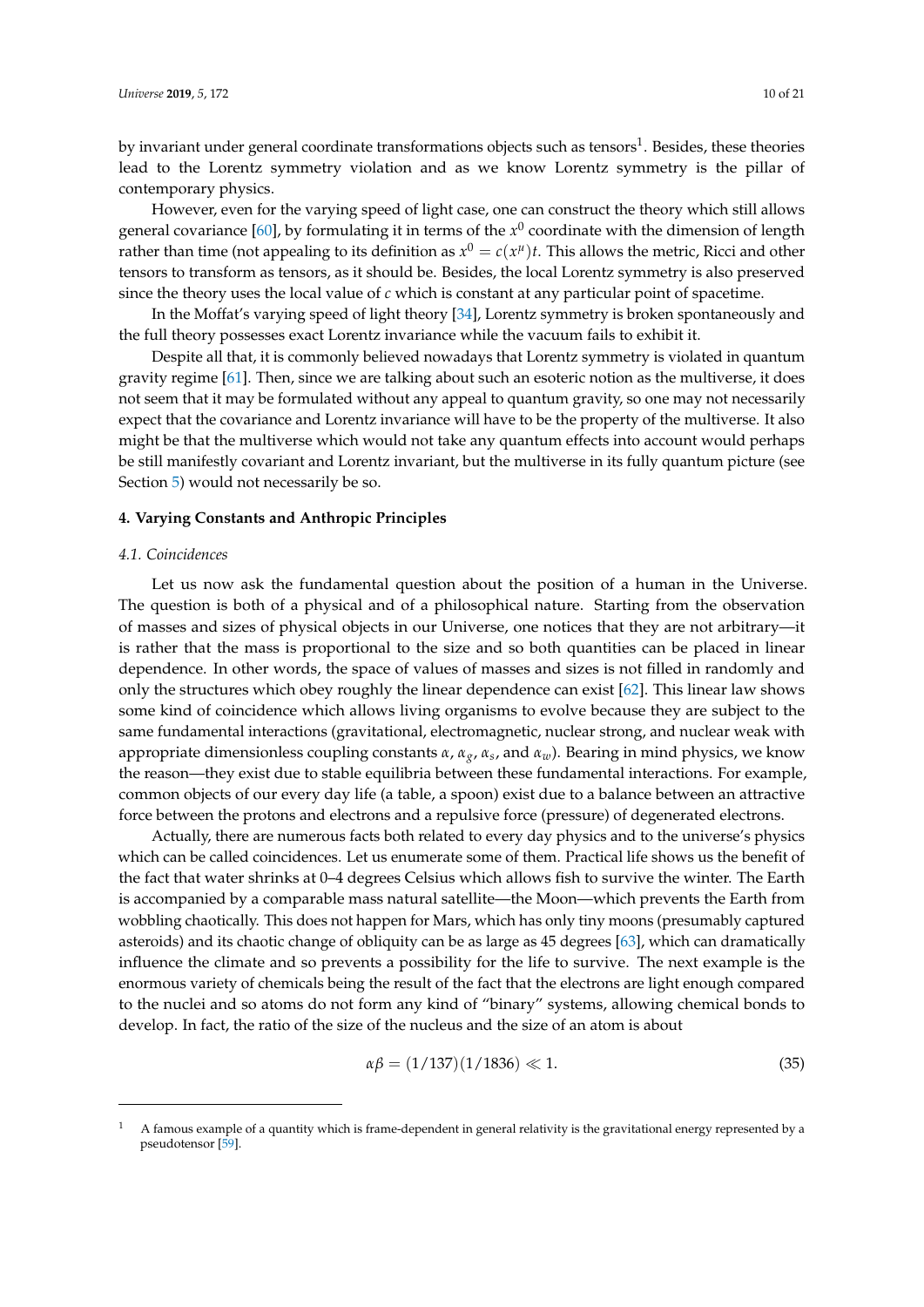by invariant under general coordinate transformations objects such as tensors[1]. Besides, these theories lead to the Lorentz symmetry violation and as we know Lorentz symmetry is the pillar of contemporary physics.

However, even for the varying speed of light case, one can construct the theory which still allows general covariance [60], by formulating it in terms of the $x^0$ coordinate with the dimension of length rather than time (not appealing to its definition as $x^0 = c(x^\mu)t$. This allows the metric, Ricci and other tensors to transform as tensors, as it should be. Besides, the local Lorentz symmetry is also preserved since the theory uses the local value of $c$ which is constant at any particular point of spacetime.

In the Moffat's varying speed of light theory [34], Lorentz symmetry is broken spontaneously and the full theory possesses exact Lorentz invariance while the vacuum fails to exhibit it.

Despite all that, it is commonly believed nowadays that Lorentz symmetry is violated in quantum gravity regime [61]. Then, since we are talking about such an esoteric notion as the multiverse, it does not seem that it may be formulated without any appeal to quantum gravity, so one may not necessarily expect that the covariance and Lorentz invariance will have to be the property of the multiverse. It also might be that the multiverse which would not take any quantum effects into account would perhaps be still manifestly covariant and Lorentz invariant, but the multiverse in its fully quantum picture (see Section 5) would not necessarily be so.

## 4. Varying Constants and Anthropic Principles

### *4.1. Coincidences*

Let us now ask the fundamental question about the position of a human in the Universe. The question is both of a physical and of a philosophical nature. Starting from the observation of masses and sizes of physical objects in our Universe, one notices that they are not arbitrary—it is rather that the mass is proportional to the size and so both quantities can be placed in linear dependence. In other words, the space of values of masses and sizes is not filled in randomly and only the structures which obey roughly the linear dependence can exist [62]. This linear law shows some kind of coincidence which allows living organisms to evolve because they are subject to the same fundamental interactions (gravitational, electromagnetic, nuclear strong, and nuclear weak with appropriate dimensionless coupling constants $\alpha$, $\alpha_g$, $\alpha_s$, and $\alpha_w$). Bearing in mind physics, we know the reason—they exist due to stable equilibria between these fundamental interactions. For example, common objects of our every day life (a table, a spoon) exist due to a balance between an attractive force between the protons and electrons and a repulsive force (pressure) of degenerated electrons.

Actually, there are numerous facts both related to every day physics and to the universe's physics which can be called coincidences. Let us enumerate some of them. Practical life shows us the benefit of the fact that water shrinks at 0–4 degrees Celsius which allows fish to survive the winter. The Earth is accompanied by a comparable mass natural satellite—the Moon—which prevents the Earth from wobbling chaotically. This does not happen for Mars, which has only tiny moons (presumably captured asteroids) and its chaotic change of obliquity can be as large as 45 degrees [63], which can dramatically influence the climate and so prevents a possibility for the life to survive. The next example is the enormous variety of chemicals being the result of the fact that the electrons are light enough compared to the nuclei and so atoms do not form any kind of "binary" systems, allowing chemical bonds to develop. In fact, the ratio of the size of the nucleus and the size of an atom is about

$$\alpha\beta = (1/137)(1/1836) \ll 1. \tag{35}$$

[1] A famous example of a quantity which is frame-dependent in general relativity is the gravitational energy represented by a pseudotensor [59].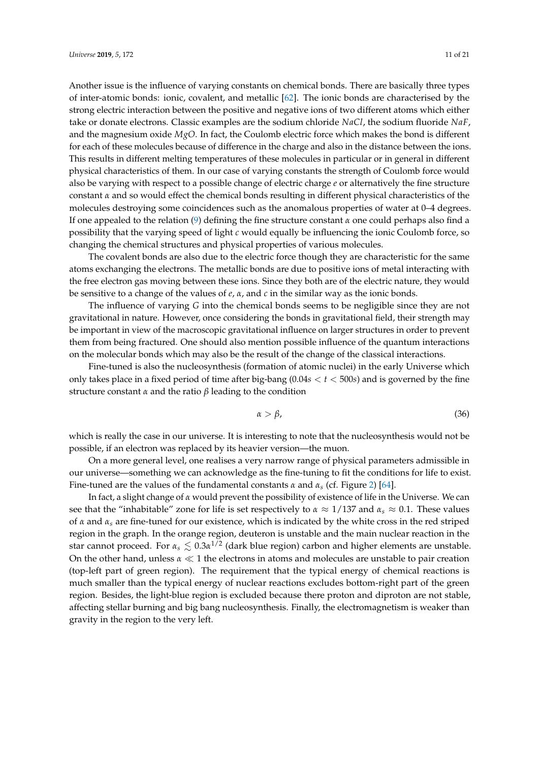Another issue is the influence of varying constants on chemical bonds. There are basically three types of inter-atomic bonds: ionic, covalent, and metallic [62]. The ionic bonds are characterised by the strong electric interaction between the positive and negative ions of two different atoms which either take or donate electrons. Classic examples are the sodium chloride $NaCl$, the sodium fluoride $NaF$, and the magnesium oxide $MgO$. In fact, the Coulomb electric force which makes the bond is different for each of these molecules because of difference in the charge and also in the distance between the ions. This results in different melting temperatures of these molecules in particular or in general in different physical characteristics of them. In our case of varying constants the strength of Coulomb force would also be varying with respect to a possible change of electric charge $e$ or alternatively the fine structure constant $\alpha$ and so would effect the chemical bonds resulting in different physical characteristics of the molecules destroying some coincidences such as the anomalous properties of water at 0–4 degrees. If one appealed to the relation (9) defining the fine structure constant $\alpha$ one could perhaps also find a possibility that the varying speed of light $c$ would equally be influencing the ionic Coulomb force, so changing the chemical structures and physical properties of various molecules.

The covalent bonds are also due to the electric force though they are characteristic for the same atoms exchanging the electrons. The metallic bonds are due to positive ions of metal interacting with the free electron gas moving between these ions. Since they both are of the electric nature, they would be sensitive to a change of the values of $e$, $\alpha$, and $c$ in the similar way as the ionic bonds.

The influence of varying $G$ into the chemical bonds seems to be negligible since they are not gravitational in nature. However, once considering the bonds in gravitational field, their strength may be important in view of the macroscopic gravitational influence on larger structures in order to prevent them from being fractured. One should also mention possible influence of the quantum interactions on the molecular bonds which may also be the result of the change of the classical interactions.

Fine-tuned is also the nucleosynthesis (formation of atomic nuclei) in the early Universe which only takes place in a fixed period of time after big-bang ($0.04s < t < 500s$) and is governed by the fine structure constant $\alpha$ and the ratio $\beta$ leading to the condition

$$\alpha > \beta, \tag{36}$$

which is really the case in our universe. It is interesting to note that the nucleosynthesis would not be possible, if an electron was replaced by its heavier version—the muon.

On a more general level, one realises a very narrow range of physical parameters admissible in our universe—something we can acknowledge as the fine-tuning to fit the conditions for life to exist. Fine-tuned are the values of the fundamental constants $\alpha$ and $\alpha_s$ (cf. Figure 2) [64].

In fact, a slight change of $\alpha$ would prevent the possibility of existence of life in the Universe. We can see that the "inhabitable" zone for life is set respectively to $\alpha \approx 1/137$ and $\alpha_s \approx 0.1$. These values of $\alpha$ and $\alpha_s$ are fine-tuned for our existence, which is indicated by the white cross in the red striped region in the graph. In the orange region, deuteron is unstable and the main nuclear reaction in the star cannot proceed. For $\alpha_s \lesssim 0.3\alpha^{1/2}$ (dark blue region) carbon and higher elements are unstable. On the other hand, unless $\alpha \ll 1$ the electrons in atoms and molecules are unstable to pair creation (top-left part of green region). The requirement that the typical energy of chemical reactions is much smaller than the typical energy of nuclear reactions excludes bottom-right part of the green region. Besides, the light-blue region is excluded because there proton and diproton are not stable, affecting stellar burning and big bang nucleosynthesis. Finally, the electromagnetism is weaker than gravity in the region to the very left.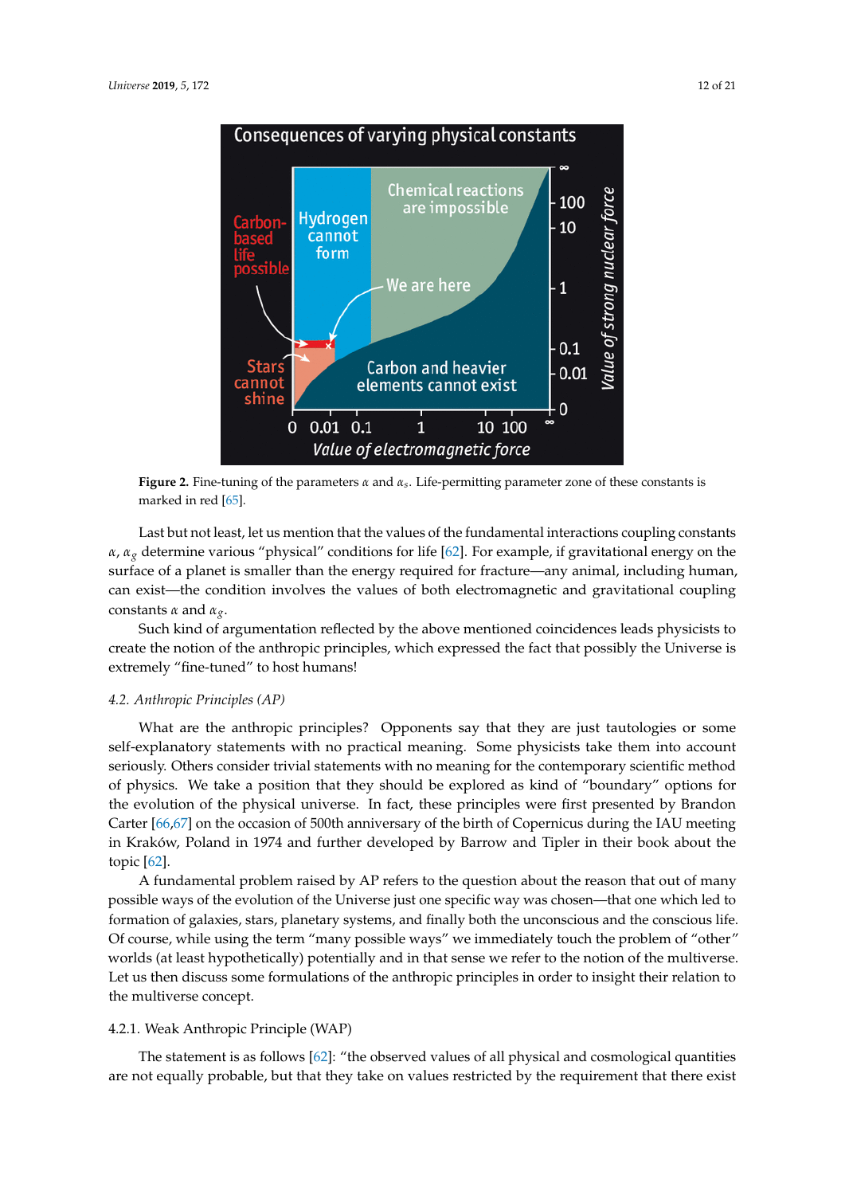**Figure 2.** Fine-tuning of the parameters $\alpha$ and $\alpha_s$. Life-permitting parameter zone of these constants is marked in red [65].

Last but not least, let us mention that the values of the fundamental interactions coupling constants $\alpha$, $\alpha_g$ determine various "physical" conditions for life [62]. For example, if gravitational energy on the surface of a planet is smaller than the energy required for fracture—any animal, including human, can exist—the condition involves the values of both electromagnetic and gravitational coupling constants $\alpha$ and $\alpha_g$.

Such kind of argumentation reflected by the above mentioned coincidences leads physicists to create the notion of the anthropic principles, which expressed the fact that possibly the Universe is extremely "fine-tuned" to host humans!

### 4.2. Anthropic Principles (AP)

What are the anthropic principles? Opponents say that they are just tautologies or some self-explanatory statements with no practical meaning. Some physicists take them into account seriously. Others consider trivial statements with no meaning for the contemporary scientific method of physics. We take a position that they should be explored as kind of "boundary" options for the evolution of the physical universe. In fact, these principles were first presented by Brandon Carter [66,67] on the occasion of 500th anniversary of the birth of Copernicus during the IAU meeting in Kraków, Poland in 1974 and further developed by Barrow and Tipler in their book about the topic [62].

A fundamental problem raised by AP refers to the question about the reason that out of many possible ways of the evolution of the Universe just one specific way was chosen—that one which led to formation of galaxies, stars, planetary systems, and finally both the unconscious and the conscious life. Of course, while using the term "many possible ways" we immediately touch the problem of "other" worlds (at least hypothetically) potentially and in that sense we refer to the notion of the multiverse. Let us then discuss some formulations of the anthropic principles in order to insight their relation to the multiverse concept.

#### 4.2.1. Weak Anthropic Principle (WAP)

The statement is as follows [62]: "the observed values of all physical and cosmological quantities are not equally probable, but that they take on values restricted by the requirement that there exist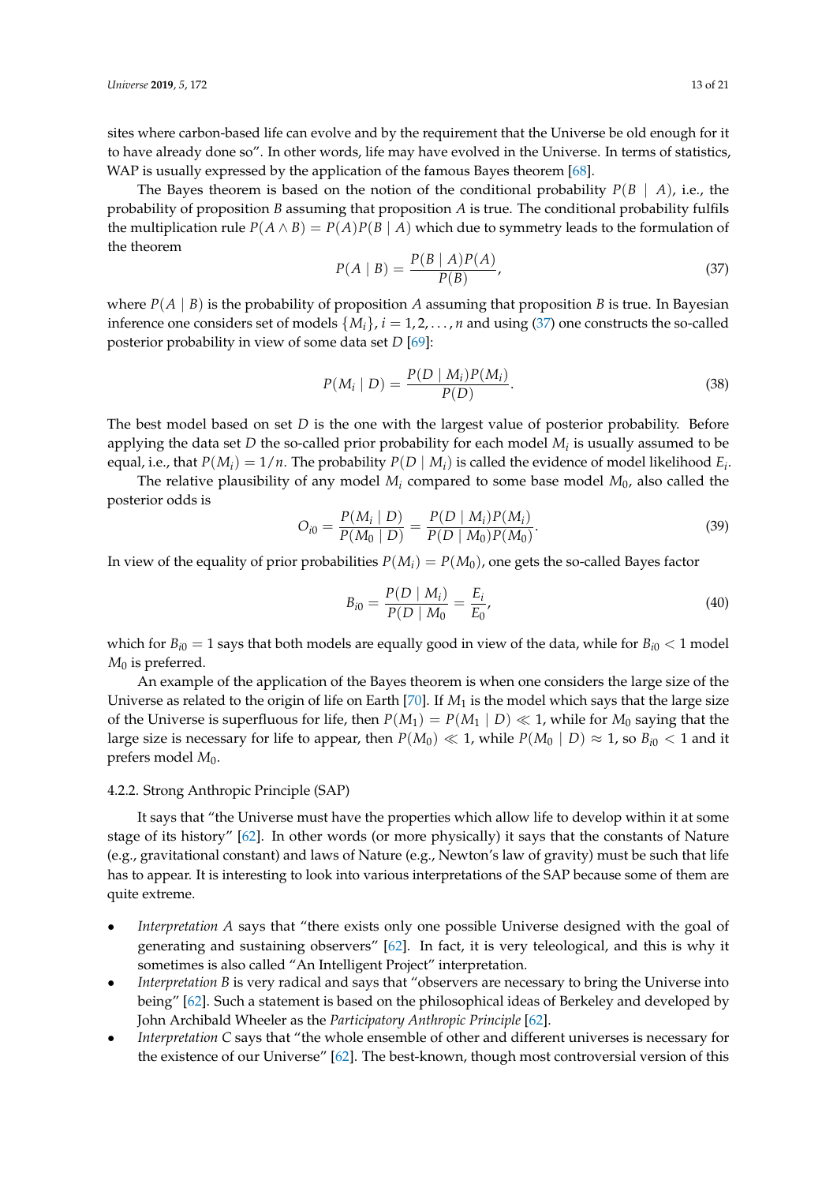sites where carbon-based life can evolve and by the requirement that the Universe be old enough for it to have already done so". In other words, life may have evolved in the Universe. In terms of statistics, WAP is usually expressed by the application of the famous Bayes theorem [68].

The Bayes theorem is based on the notion of the conditional probability $P(B \mid A)$, i.e., the probability of proposition $B$ assuming that proposition $A$ is true. The conditional probability fulfils the multiplication rule $P(A \wedge B) = P(A)P(B \mid A)$ which due to symmetry leads to the formulation of the theorem

$$P(A \mid B) = \frac{P(B \mid A)P(A)}{P(B)}, \tag{37}$$

where $P(A \mid B)$ is the probability of proposition $A$ assuming that proposition $B$ is true. In Bayesian inference one considers set of models $\{M_i\}$, $i = 1, 2, \ldots, n$ and using (37) one constructs the so-called posterior probability in view of some data set $D$ [69]:

$$P(M_i \mid D) = \frac{P(D \mid M_i)P(M_i)}{P(D)}. \tag{38}$$

The best model based on set $D$ is the one with the largest value of posterior probability. Before applying the data set $D$ the so-called prior probability for each model $M_i$ is usually assumed to be equal, i.e., that $P(M_i) = 1/n$. The probability $P(D \mid M_i)$ is called the evidence of model likelihood $E_i$.

The relative plausibility of any model $M_i$ compared to some base model $M_0$, also called the posterior odds is

$$O_{i0} = \frac{P(M_i \mid D)}{P(M_0 \mid D)} = \frac{P(D \mid M_i)P(M_i)}{P(D \mid M_0)P(M_0)}. \tag{39}$$

In view of the equality of prior probabilities $P(M_i) = P(M_0)$, one gets the so-called Bayes factor

$$B_{i0} = \frac{P(D \mid M_i)}{P(D \mid M_0} = \frac{E_i}{E_0}, \tag{40}$$

which for $B_{i0} = 1$ says that both models are equally good in view of the data, while for $B_{i0} < 1$ model $M_0$ is preferred.

An example of the application of the Bayes theorem is when one considers the large size of the Universe as related to the origin of life on Earth [70]. If $M_1$ is the model which says that the large size of the Universe is superfluous for life, then $P(M_1) = P(M_1 \mid D) \ll 1$, while for $M_0$ saying that the large size is necessary for life to appear, then $P(M_0) \ll 1$, while $P(M_0 \mid D) \approx 1$, so $B_{i0} < 1$ and it prefers model $M_0$.

#### 4.2.2. Strong Anthropic Principle (SAP)

It says that "the Universe must have the properties which allow life to develop within it at some stage of its history" [62]. In other words (or more physically) it says that the constants of Nature (e.g., gravitational constant) and laws of Nature (e.g., Newton's law of gravity) must be such that life has to appear. It is interesting to look into various interpretations of the SAP because some of them are quite extreme.

- *Interpretation A* says that "there exists only one possible Universe designed with the goal of generating and sustaining observers" [62]. In fact, it is very teleological, and this is why it sometimes is also called "An Intelligent Project" interpretation.
- *Interpretation B* is very radical and says that "observers are necessary to bring the Universe into being" [62]. Such a statement is based on the philosophical ideas of Berkeley and developed by John Archibald Wheeler as the *Participatory Anthropic Principle* [62].
- *Interpretation C* says that "the whole ensemble of other and different universes is necessary for the existence of our Universe" [62]. The best-known, though most controversial version of this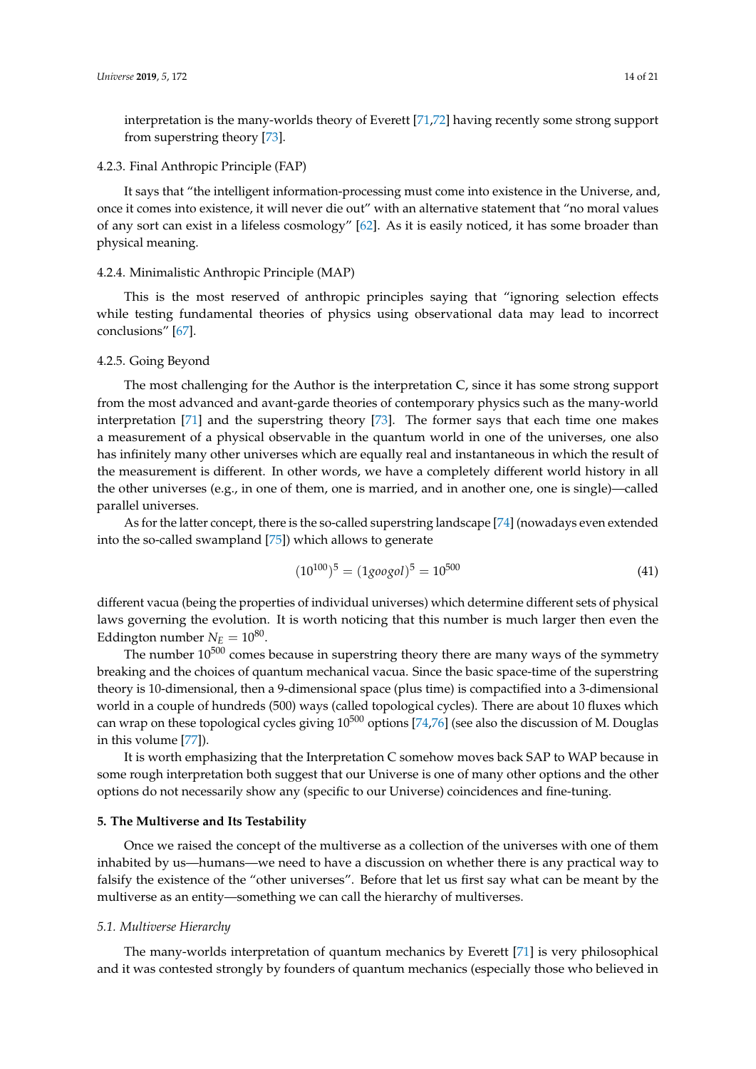interpretation is the many-worlds theory of Everett [71,72] having recently some strong support from superstring theory [73].

#### 4.2.3. Final Anthropic Principle (FAP)

It says that "the intelligent information-processing must come into existence in the Universe, and, once it comes into existence, it will never die out" with an alternative statement that "no moral values of any sort can exist in a lifeless cosmology" [62]. As it is easily noticed, it has some broader than physical meaning.

#### 4.2.4. Minimalistic Anthropic Principle (MAP)

This is the most reserved of anthropic principles saying that "ignoring selection effects while testing fundamental theories of physics using observational data may lead to incorrect conclusions" [67].

#### 4.2.5. Going Beyond

The most challenging for the Author is the interpretation C, since it has some strong support from the most advanced and avant-garde theories of contemporary physics such as the many-world interpretation [71] and the superstring theory [73]. The former says that each time one makes a measurement of a physical observable in the quantum world in one of the universes, one also has infinitely many other universes which are equally real and instantaneous in which the result of the measurement is different. In other words, we have a completely different world history in all the other universes (e.g., in one of them, one is married, and in another one, one is single)—called parallel universes.

As for the latter concept, there is the so-called superstring landscape [74] (nowadays even extended into the so-called swampland [75]) which allows to generate

$$(10^{100})^5 = (1googol)^5 = 10^{500} \tag{41}$$

different vacua (being the properties of individual universes) which determine different sets of physical laws governing the evolution. It is worth noticing that this number is much larger then even the Eddington number $N_E = 10^{80}$.

The number $10^{500}$ comes because in superstring theory there are many ways of the symmetry breaking and the choices of quantum mechanical vacua. Since the basic space-time of the superstring theory is 10-dimensional, then a 9-dimensional space (plus time) is compactified into a 3-dimensional world in a couple of hundreds (500) ways (called topological cycles). There are about 10 fluxes which can wrap on these topological cycles giving $10^{500}$ options [74,76] (see also the discussion of M. Douglas in this volume [77]).

It is worth emphasizing that the Interpretation C somehow moves back SAP to WAP because in some rough interpretation both suggest that our Universe is one of many other options and the other options do not necessarily show any (specific to our Universe) coincidences and fine-tuning.

## 5. The Multiverse and Its Testability

Once we raised the concept of the multiverse as a collection of the universes with one of them inhabited by us—humans—we need to have a discussion on whether there is any practical way to falsify the existence of the "other universes". Before that let us first say what can be meant by the multiverse as an entity—something we can call the hierarchy of multiverses.

### *5.1. Multiverse Hierarchy*

The many-worlds interpretation of quantum mechanics by Everett [71] is very philosophical and it was contested strongly by founders of quantum mechanics (especially those who believed in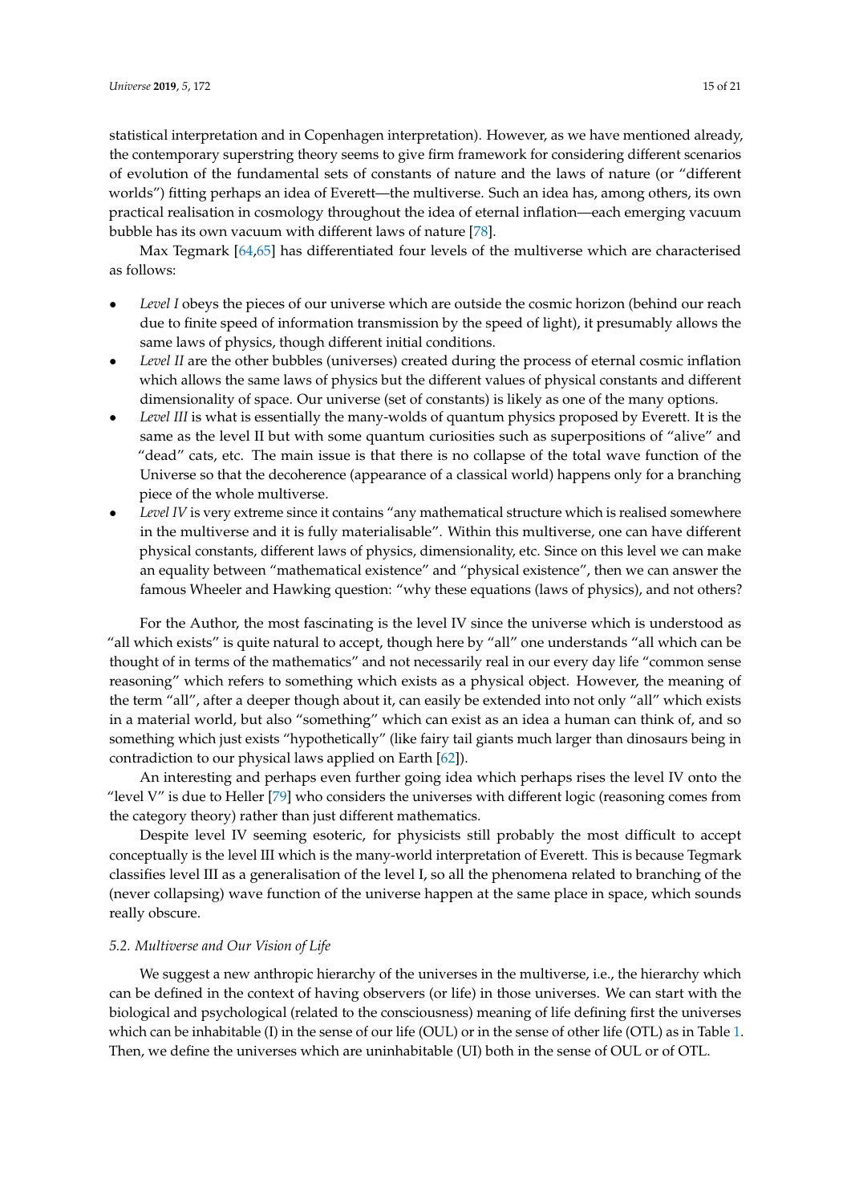statistical interpretation and in Copenhagen interpretation). However, as we have mentioned already, the contemporary superstring theory seems to give firm framework for considering different scenarios of evolution of the fundamental sets of constants of nature and the laws of nature (or "different worlds") fitting perhaps an idea of Everett—the multiverse. Such an idea has, among others, its own practical realisation in cosmology throughout the idea of eternal inflation—each emerging vacuum bubble has its own vacuum with different laws of nature [78].

Max Tegmark [64,65] has differentiated four levels of the multiverse which are characterised as follows:

- *Level I* obeys the pieces of our universe which are outside the cosmic horizon (behind our reach due to finite speed of information transmission by the speed of light), it presumably allows the same laws of physics, though different initial conditions.
- *Level II* are the other bubbles (universes) created during the process of eternal cosmic inflation which allows the same laws of physics but the different values of physical constants and different dimensionality of space. Our universe (set of constants) is likely as one of the many options.
- *Level III* is what is essentially the many-wolds of quantum physics proposed by Everett. It is the same as the level II but with some quantum curiosities such as superpositions of "alive" and "dead" cats, etc. The main issue is that there is no collapse of the total wave function of the Universe so that the decoherence (appearance of a classical world) happens only for a branching piece of the whole multiverse.
- *Level IV* is very extreme since it contains "any mathematical structure which is realised somewhere in the multiverse and it is fully materialisable". Within this multiverse, one can have different physical constants, different laws of physics, dimensionality, etc. Since on this level we can make an equality between "mathematical existence" and "physical existence", then we can answer the famous Wheeler and Hawking question: "why these equations (laws of physics), and not others?

For the Author, the most fascinating is the level IV since the universe which is understood as "all which exists" is quite natural to accept, though here by "all" one understands "all which can be thought of in terms of the mathematics" and not necessarily real in our every day life "common sense reasoning" which refers to something which exists as a physical object. However, the meaning of the term "all", after a deeper though about it, can easily be extended into not only "all" which exists in a material world, but also "something" which can exist as an idea a human can think of, and so something which just exists "hypothetically" (like fairy tail giants much larger than dinosaurs being in contradiction to our physical laws applied on Earth [62]).

An interesting and perhaps even further going idea which perhaps rises the level IV onto the "level V" is due to Heller [79] who considers the universes with different logic (reasoning comes from the category theory) rather than just different mathematics.

Despite level IV seeming esoteric, for physicists still probably the most difficult to accept conceptually is the level III which is the many-world interpretation of Everett. This is because Tegmark classifies level III as a generalisation of the level I, so all the phenomena related to branching of the (never collapsing) wave function of the universe happen at the same place in space, which sounds really obscure.

### *5.2. Multiverse and Our Vision of Life*

We suggest a new anthropic hierarchy of the universes in the multiverse, i.e., the hierarchy which can be defined in the context of having observers (or life) in those universes. We can start with the biological and psychological (related to the consciousness) meaning of life defining first the universes which can be inhabitable (I) in the sense of our life (OUL) or in the sense of other life (OTL) as in Table 1. Then, we define the universes which are uninhabitable (UI) both in the sense of OUL or of OTL.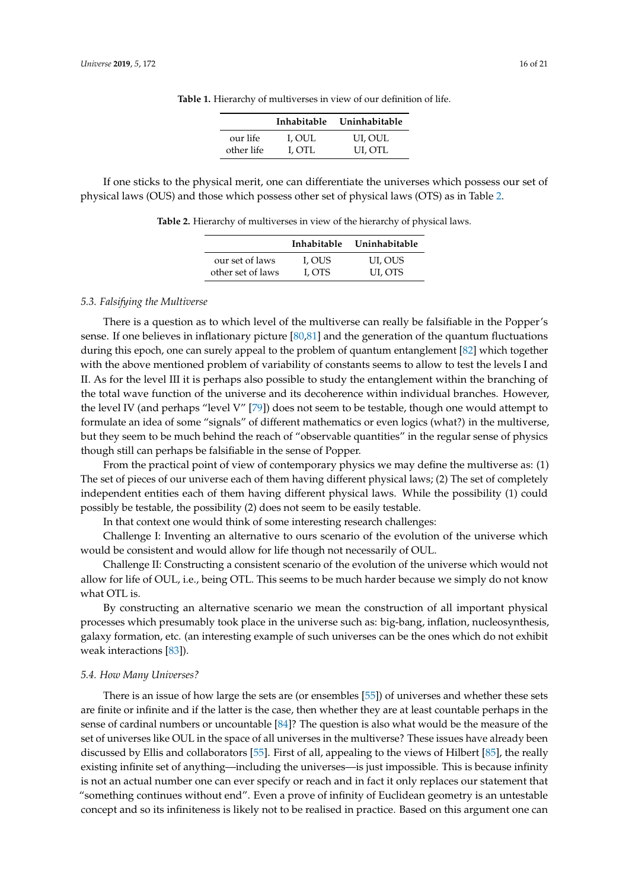**Table 1.** Hierarchy of multiverses in view of our definition of life.

| | Inhabitable | Uninhabitable |
|---|---|---|
| our life | I, OUL | UI, OUL |
| other life | I, OTL | UI, OTL |

If one sticks to the physical merit, one can differentiate the universes which possess our set of physical laws (OUS) and those which possess other set of physical laws (OTS) as in Table 2.

**Table 2.** Hierarchy of multiverses in view of the hierarchy of physical laws.

| | Inhabitable | Uninhabitable |
|---|---|---|
| our set of laws | I, OUS | UI, OUS |
| other set of laws | I, OTS | UI, OTS |

### 5.3. Falsifying the Multiverse

There is a question as to which level of the multiverse can really be falsifiable in the Popper's sense. If one believes in inflationary picture [80,81] and the generation of the quantum fluctuations during this epoch, one can surely appeal to the problem of quantum entanglement [82] which together with the above mentioned problem of variability of constants seems to allow to test the levels I and II. As for the level III it is perhaps also possible to study the entanglement within the branching of the total wave function of the universe and its decoherence within individual branches. However, the level IV (and perhaps "level V" [79]) does not seem to be testable, though one would attempt to formulate an idea of some "signals" of different mathematics or even logics (what?) in the multiverse, but they seem to be much behind the reach of "observable quantities" in the regular sense of physics though still can perhaps be falsifiable in the sense of Popper.

From the practical point of view of contemporary physics we may define the multiverse as: (1) The set of pieces of our universe each of them having different physical laws; (2) The set of completely independent entities each of them having different physical laws. While the possibility (1) could possibly be testable, the possibility (2) does not seem to be easily testable.

In that context one would think of some interesting research challenges:

Challenge I: Inventing an alternative to ours scenario of the evolution of the universe which would be consistent and would allow for life though not necessarily of OUL.

Challenge II: Constructing a consistent scenario of the evolution of the universe which would not allow for life of OUL, i.e., being OTL. This seems to be much harder because we simply do not know what OTL is.

By constructing an alternative scenario we mean the construction of all important physical processes which presumably took place in the universe such as: big-bang, inflation, nucleosynthesis, galaxy formation, etc. (an interesting example of such universes can be the ones which do not exhibit weak interactions [83]).

### 5.4. How Many Universes?

There is an issue of how large the sets are (or ensembles [55]) of universes and whether these sets are finite or infinite and if the latter is the case, then whether they are at least countable perhaps in the sense of cardinal numbers or uncountable [84]? The question is also what would be the measure of the set of universes like OUL in the space of all universes in the multiverse? These issues have already been discussed by Ellis and collaborators [55]. First of all, appealing to the views of Hilbert [85], the really existing infinite set of anything—including the universes—is just impossible. This is because infinity is not an actual number one can ever specify or reach and in fact it only replaces our statement that "something continues without end". Even a prove of infinity of Euclidean geometry is an untestable concept and so its infiniteness is likely not to be realised in practice. Based on this argument one can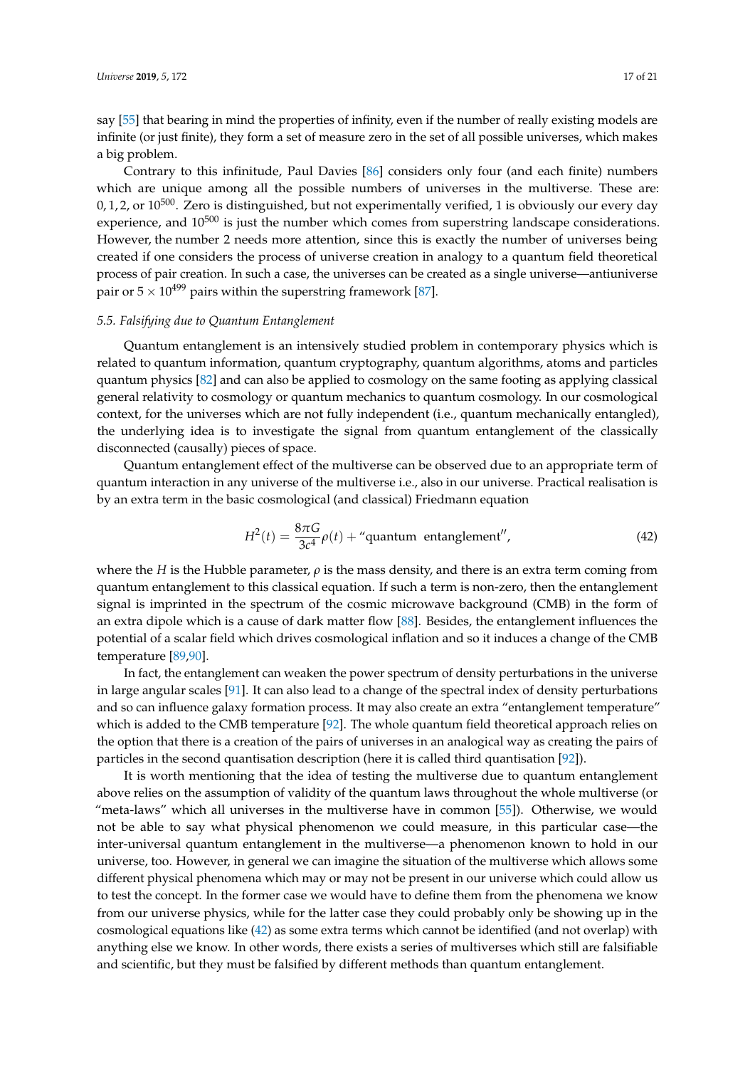say [55] that bearing in mind the properties of infinity, even if the number of really existing models are infinite (or just finite), they form a set of measure zero in the set of all possible universes, which makes a big problem.

Contrary to this infinitude, Paul Davies [86] considers only four (and each finite) numbers which are unique among all the possible numbers of universes in the multiverse. These are: $0, 1, 2$, or $10^{500}$. Zero is distinguished, but not experimentally verified, 1 is obviously our every day experience, and $10^{500}$ is just the number which comes from superstring landscape considerations. However, the number 2 needs more attention, since this is exactly the number of universes being created if one considers the process of universe creation in analogy to a quantum field theoretical process of pair creation. In such a case, the universes can be created as a single universe—antiuniverse pair or $5 \times 10^{499}$ pairs within the superstring framework [87].

### *5.5. Falsifying due to Quantum Entanglement*

Quantum entanglement is an intensively studied problem in contemporary physics which is related to quantum information, quantum cryptography, quantum algorithms, atoms and particles quantum physics [82] and can also be applied to cosmology on the same footing as applying classical general relativity to cosmology or quantum mechanics to quantum cosmology. In our cosmological context, for the universes which are not fully independent (i.e., quantum mechanically entangled), the underlying idea is to investigate the signal from quantum entanglement of the classically disconnected (causally) pieces of space.

Quantum entanglement effect of the multiverse can be observed due to an appropriate term of quantum interaction in any universe of the multiverse i.e., also in our universe. Practical realisation is by an extra term in the basic cosmological (and classical) Friedmann equation

$$H^2(t) = \frac{8\pi G}{3c^4}\rho(t) + \text{“quantum entanglement”}, \tag{42}$$

where the $H$ is the Hubble parameter, $\rho$ is the mass density, and there is an extra term coming from quantum entanglement to this classical equation. If such a term is non-zero, then the entanglement signal is imprinted in the spectrum of the cosmic microwave background (CMB) in the form of an extra dipole which is a cause of dark matter flow [88]. Besides, the entanglement influences the potential of a scalar field which drives cosmological inflation and so it induces a change of the CMB temperature [89,90].

In fact, the entanglement can weaken the power spectrum of density perturbations in the universe in large angular scales [91]. It can also lead to a change of the spectral index of density perturbations and so can influence galaxy formation process. It may also create an extra “entanglement temperature” which is added to the CMB temperature [92]. The whole quantum field theoretical approach relies on the option that there is a creation of the pairs of universes in an analogical way as creating the pairs of particles in the second quantisation description (here it is called third quantisation [92]).

It is worth mentioning that the idea of testing the multiverse due to quantum entanglement above relies on the assumption of validity of the quantum laws throughout the whole multiverse (or “meta-laws” which all universes in the multiverse have in common [55]). Otherwise, we would not be able to say what physical phenomenon we could measure, in this particular case—the inter-universal quantum entanglement in the multiverse—a phenomenon known to hold in our universe, too. However, in general we can imagine the situation of the multiverse which allows some different physical phenomena which may or may not be present in our universe which could allow us to test the concept. In the former case we would have to define them from the phenomena we know from our universe physics, while for the latter case they could probably only be showing up in the cosmological equations like (42) as some extra terms which cannot be identified (and not overlap) with anything else we know. In other words, there exists a series of multiverses which still are falsifiable and scientific, but they must be falsified by different methods than quantum entanglement.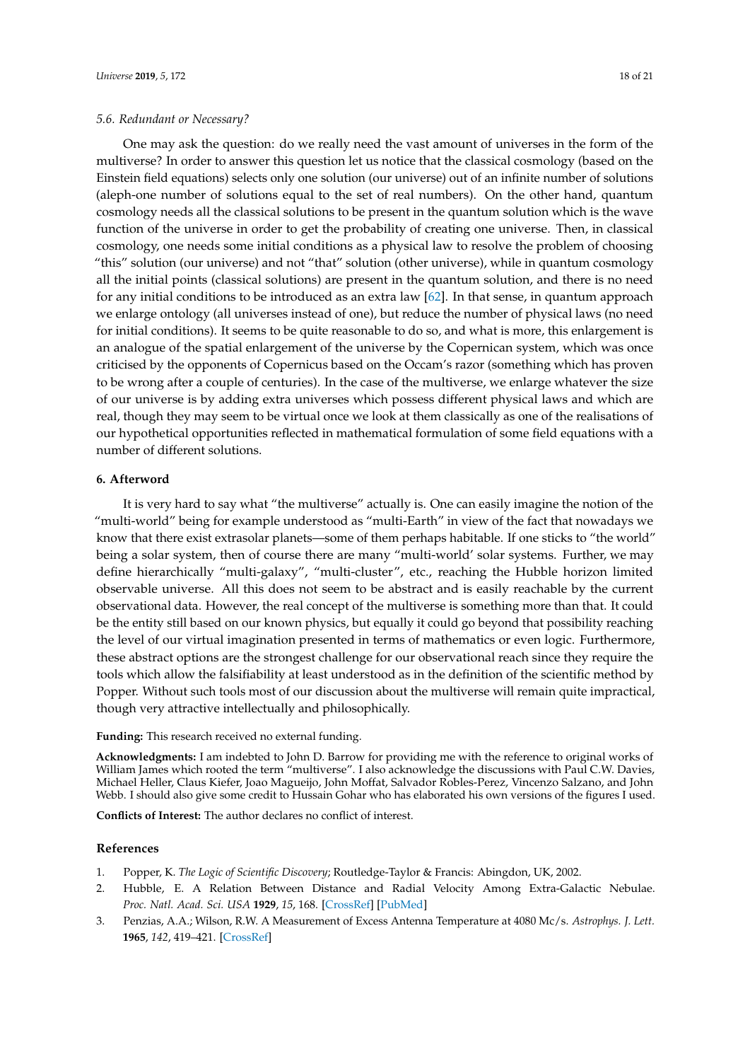### 5.6. Redundant or Necessary?

One may ask the question: do we really need the vast amount of universes in the form of the multiverse? In order to answer this question let us notice that the classical cosmology (based on the Einstein field equations) selects only one solution (our universe) out of an infinite number of solutions (aleph-one number of solutions equal to the set of real numbers). On the other hand, quantum cosmology needs all the classical solutions to be present in the quantum solution which is the wave function of the universe in order to get the probability of creating one universe. Then, in classical cosmology, one needs some initial conditions as a physical law to resolve the problem of choosing "this" solution (our universe) and not "that" solution (other universe), while in quantum cosmology all the initial points (classical solutions) are present in the quantum solution, and there is no need for any initial conditions to be introduced as an extra law [62]. In that sense, in quantum approach we enlarge ontology (all universes instead of one), but reduce the number of physical laws (no need for initial conditions). It seems to be quite reasonable to do so, and what is more, this enlargement is an analogue of the spatial enlargement of the universe by the Copernican system, which was once criticised by the opponents of Copernicus based on the Occam's razor (something which has proven to be wrong after a couple of centuries). In the case of the multiverse, we enlarge whatever the size of our universe is by adding extra universes which possess different physical laws and which are real, though they may seem to be virtual once we look at them classically as one of the realisations of our hypothetical opportunities reflected in mathematical formulation of some field equations with a number of different solutions.

## 6. Afterword

It is very hard to say what "the multiverse" actually is. One can easily imagine the notion of the "multi-world" being for example understood as "multi-Earth" in view of the fact that nowadays we know that there exist extrasolar planets—some of them perhaps habitable. If one sticks to "the world" being a solar system, then of course there are many "multi-world' solar systems. Further, we may define hierarchically "multi-galaxy", "multi-cluster", etc., reaching the Hubble horizon limited observable universe. All this does not seem to be abstract and is easily reachable by the current observational data. However, the real concept of the multiverse is something more than that. It could be the entity still based on our known physics, but equally it could go beyond that possibility reaching the level of our virtual imagination presented in terms of mathematics or even logic. Furthermore, these abstract options are the strongest challenge for our observational reach since they require the tools which allow the falsifiability at least understood as in the definition of the scientific method by Popper. Without such tools most of our discussion about the multiverse will remain quite impractical, though very attractive intellectually and philosophically.

**Funding:** This research received no external funding.

**Acknowledgments:** I am indebted to John D. Barrow for providing me with the reference to original works of William James which rooted the term "multiverse". I also acknowledge the discussions with Paul C.W. Davies, Michael Heller, Claus Kiefer, Joao Magueijo, John Moffat, Salvador Robles-Perez, Vincenzo Salzano, and John Webb. I should also give some credit to Hussain Gohar who has elaborated his own versions of the figures I used.

**Conflicts of Interest:** The author declares no conflict of interest.

## References

1. Popper, K. *The Logic of Scientific Discovery*; Routledge-Taylor & Francis: Abingdon, UK, 2002.
2. Hubble, E. A Relation Between Distance and Radial Velocity Among Extra-Galactic Nebulae. *Proc. Natl. Acad. Sci. USA* **1929**, *15*, 168. [CrossRef] [PubMed]
3. Penzias, A.A.; Wilson, R.W. A Measurement of Excess Antenna Temperature at 4080 Mc/s. *Astrophys. J. Lett.* **1965**, *142*, 419–421. [CrossRef]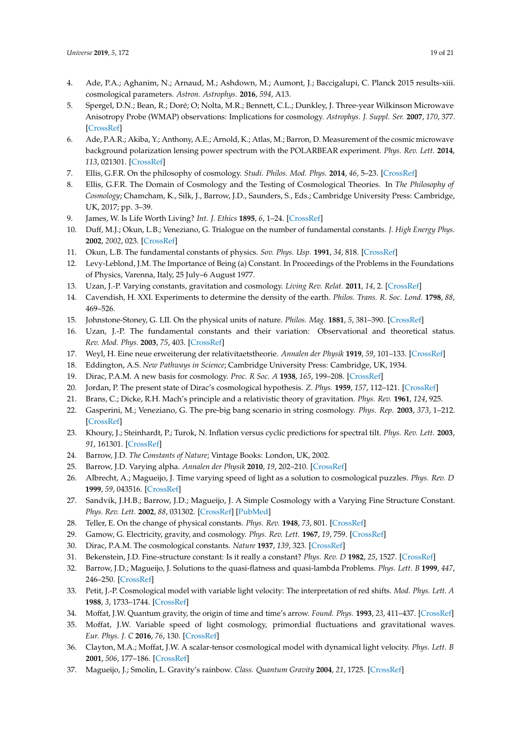4. Ade, P.A.; Aghanim, N.; Arnaud, M.; Ashdown, M.; Aumont, J.; Baccigalupi, C. Planck 2015 results-xiii. cosmological parameters. *Astron. Astrophys.* **2016**, *594*, A13.
5. Spergel, D.N.; Bean, R.; Doré; O; Nolta, M.R.; Bennett, C.L.; Dunkley, J. Three-year Wilkinson Microwave Anisotropy Probe (WMAP) observations: Implications for cosmology. *Astrophys. J. Suppl. Ser.* **2007**, *170*, 377. [CrossRef]
6. Ade, P.A.R.; Akiba, Y.; Anthony, A.E.; Arnold, K.; Atlas, M.; Barron, D. Measurement of the cosmic microwave background polarization lensing power spectrum with the POLARBEAR experiment. *Phys. Rev. Lett.* **2014**, *113*, 021301. [CrossRef]
7. Ellis, G.F.R. On the philosophy of cosmology. *Studi. Philos. Mod. Phys.* **2014**, *46*, 5–23. [CrossRef]
8. Ellis, G.F.R. The Domain of Cosmology and the Testing of Cosmological Theories. In *The Philosophy of Cosmology*; Chamcham, K., Silk, J., Barrow, J.D., Saunders, S., Eds.; Cambridge University Press: Cambridge, UK, 2017; pp. 3–39.
9. James, W. Is Life Worth Living? *Int. J. Ethics* **1895**, *6*, 1–24. [CrossRef]
10. Duff, M.J.; Okun, L.B.; Veneziano, G. Trialogue on the number of fundamental constants. *J. High Energy Phys.* **2002**, *2002*, 023. [CrossRef]
11. Okun, L.B. The fundamental constants of physics. *Sov. Phys. Usp.* **1991**, *34*, 818. [CrossRef]
12. Levy-Leblond, J.M. The Importance of Being (a) Constant. In Proceedings of the Problems in the Foundations of Physics, Varenna, Italy, 25 July–6 August 1977.
13. Uzan, J.-P. Varying constants, gravitation and cosmology. *Living Rev. Relat.* **2011**, *14*, 2. [CrossRef]
14. Cavendish, H. XXI. Experiments to determine the density of the earth. *Philos. Trans. R. Soc. Lond.* **1798**, *88*, 469–526.
15. Johnstone-Stoney, G. LII. On the physical units of nature. *Philos. Mag.* **1881**, *5*, 381–390. [CrossRef]
16. Uzan, J.-P. The fundamental constants and their variation: Observational and theoretical status. *Rev. Mod. Phys.* **2003**, *75*, 403. [CrossRef]
17. Weyl, H. Eine neue erweiterung der relativitaetstheorie. *Annalen der Physik* **1919**, *59*, 101–133. [CrossRef]
18. Eddington, A.S. *New Pathways in Science*; Cambridge University Press: Cambridge, UK, 1934.
19. Dirac, P.A.M. A new basis for cosmology. *Proc. R Soc. A* **1938**, *165*, 199–208. [CrossRef]
20. Jordan, P. The present state of Dirac's cosmological hypothesis. *Z. Phys.* **1959**, *157*, 112–121. [CrossRef]
21. Brans, C.; Dicke, R.H. Mach's principle and a relativistic theory of gravitation. *Phys. Rev.* **1961**, *124*, 925.
22. Gasperini, M.; Veneziano, G. The pre-big bang scenario in string cosmology. *Phys. Rep.* **2003**, *373*, 1–212. [CrossRef]
23. Khoury, J.; Steinhardt, P.; Turok, N. Inflation versus cyclic predictions for spectral tilt. *Phys. Rev. Lett.* **2003**, *91*, 161301. [CrossRef]
24. Barrow, J.D. *The Constants of Nature*; Vintage Books: London, UK, 2002.
25. Barrow, J.D. Varying alpha. *Annalen der Physik* **2010**, *19*, 202–210. [CrossRef]
26. Albrecht, A.; Magueijo, J. Time varying speed of light as a solution to cosmological puzzles. *Phys. Rev. D* **1999**, *59*, 043516. [CrossRef]
27. Sandvik, J.H.B.; Barrow, J.D.; Magueijo, J. A Simple Cosmology with a Varying Fine Structure Constant. *Phys. Rev. Lett.* **2002**, *88*, 031302. [CrossRef] [PubMed]
28. Teller, E. On the change of physical constants. *Phys. Rev.* **1948**, *73*, 801. [CrossRef]
29. Gamow, G. Electricity, gravity, and cosmology. *Phys. Rev. Lett.* **1967**, *19*, 759. [CrossRef]
30. Dirac, P.A.M. The cosmological constants. *Nature* **1937**, *139*, 323. [CrossRef]
31. Bekenstein, J.D. Fine-structure constant: Is it really a constant? *Phys. Rev. D* **1982**, *25*, 1527. [CrossRef]
32. Barrow, J.D.; Magueijo, J. Solutions to the quasi-flatness and quasi-lambda Problems. *Phys. Lett. B* **1999**, *447*, 246–250. [CrossRef]
33. Petit, J.-P. Cosmological model with variable light velocity: The interpretation of red shifts. *Mod. Phys. Lett. A* **1988**, *3*, 1733–1744. [CrossRef]
34. Moffat, J.W. Quantum gravity, the origin of time and time's arrow. *Found. Phys.* **1993**, *23*, 411–437. [CrossRef]
35. Moffat, J.W. Variable speed of light cosmology, primordial fluctuations and gravitational waves. *Eur. Phys. J. C* **2016**, *76*, 130. [CrossRef]
36. Clayton, M.A.; Moffat, J.W. A scalar-tensor cosmological model with dynamical light velocity. *Phys. Lett. B* **2001**, *506*, 177–186. [CrossRef]
37. Magueijo, J.; Smolin, L. Gravity's rainbow. *Class. Quantum Gravity* **2004**, *21*, 1725. [CrossRef]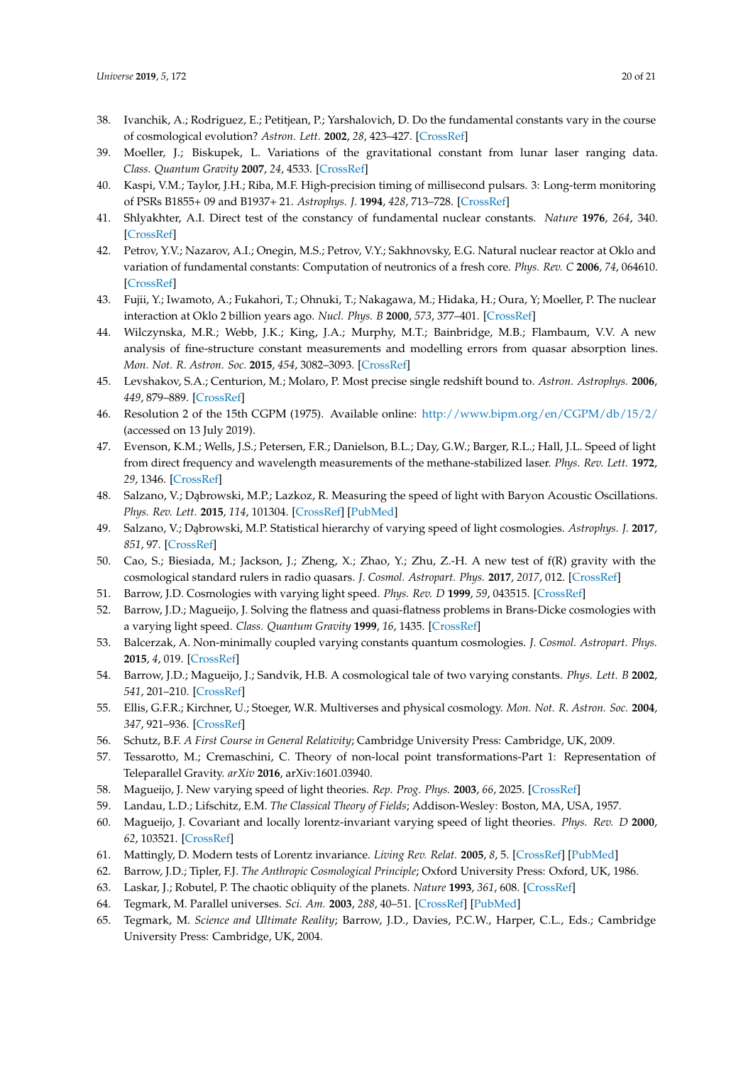38. Ivanchik, A.; Rodriguez, E.; Petitjean, P.; Yarshalovich, D. Do the fundamental constants vary in the course of cosmological evolution? *Astron. Lett.* **2002**, *28*, 423–427. [CrossRef]
39. Moeller, J.; Biskupek, L. Variations of the gravitational constant from lunar laser ranging data. *Class. Quantum Gravity* **2007**, *24*, 4533. [CrossRef]
40. Kaspi, V.M.; Taylor, J.H.; Riba, M.F. High-precision timing of millisecond pulsars. 3: Long-term monitoring of PSRs B1855+ 09 and B1937+ 21. *Astrophys. J.* **1994**, *428*, 713–728. [CrossRef]
41. Shlyakhter, A.I. Direct test of the constancy of fundamental nuclear constants. *Nature* **1976**, *264*, 340. [CrossRef]
42. Petrov, Y.V.; Nazarov, A.I.; Onegin, M.S.; Petrov, V.Y.; Sakhnovsky, E.G. Natural nuclear reactor at Oklo and variation of fundamental constants: Computation of neutronics of a fresh core. *Phys. Rev. C* **2006**, *74*, 064610. [CrossRef]
43. Fujii, Y.; Iwamoto, A.; Fukahori, T.; Ohnuki, T.; Nakagawa, M.; Hidaka, H.; Oura, Y; Moeller, P. The nuclear interaction at Oklo 2 billion years ago. *Nucl. Phys. B* **2000**, *573*, 377–401. [CrossRef]
44. Wilczynska, M.R.; Webb, J.K.; King, J.A.; Murphy, M.T.; Bainbridge, M.B.; Flambaum, V.V. A new analysis of fine-structure constant measurements and modelling errors from quasar absorption lines. *Mon. Not. R. Astron. Soc.* **2015**, *454*, 3082–3093. [CrossRef]
45. Levshakov, S.A.; Centurion, M.; Molaro, P. Most precise single redshift bound to. *Astron. Astrophys.* **2006**, *449*, 879–889. [CrossRef]
46. Resolution 2 of the 15th CGPM (1975). Available online: http://www.bipm.org/en/CGPM/db/15/2/ (accessed on 13 July 2019).
47. Evenson, K.M.; Wells, J.S.; Petersen, F.R.; Danielson, B.L.; Day, G.W.; Barger, R.L.; Hall, J.L. Speed of light from direct frequency and wavelength measurements of the methane-stabilized laser. *Phys. Rev. Lett.* **1972**, *29*, 1346. [CrossRef]
48. Salzano, V.; Dąbrowski, M.P.; Lazkoz, R. Measuring the speed of light with Baryon Acoustic Oscillations. *Phys. Rev. Lett.* **2015**, *114*, 101304. [CrossRef] [PubMed]
49. Salzano, V.; Dąbrowski, M.P. Statistical hierarchy of varying speed of light cosmologies. *Astrophys. J.* **2017**, *851*, 97. [CrossRef]
50. Cao, S.; Biesiada, M.; Jackson, J.; Zheng, X.; Zhao, Y.; Zhu, Z.-H. A new test of f(R) gravity with the cosmological standard rulers in radio quasars. *J. Cosmol. Astropart. Phys.* **2017**, *2017*, 012. [CrossRef]
51. Barrow, J.D. Cosmologies with varying light speed. *Phys. Rev. D* **1999**, *59*, 043515. [CrossRef]
52. Barrow, J.D.; Magueijo, J. Solving the flatness and quasi-flatness problems in Brans-Dicke cosmologies with a varying light speed. *Class. Quantum Gravity* **1999**, *16*, 1435. [CrossRef]
53. Balcerzak, A. Non-minimally coupled varying constants quantum cosmologies. *J. Cosmol. Astropart. Phys.* **2015**, *4*, 019. [CrossRef]
54. Barrow, J.D.; Magueijo, J.; Sandvik, H.B. A cosmological tale of two varying constants. *Phys. Lett. B* **2002**, *541*, 201–210. [CrossRef]
55. Ellis, G.F.R.; Kirchner, U.; Stoeger, W.R. Multiverses and physical cosmology. *Mon. Not. R. Astron. Soc.* **2004**, *347*, 921–936. [CrossRef]
56. Schutz, B.F. *A First Course in General Relativity*; Cambridge University Press: Cambridge, UK, 2009.
57. Tessarotto, M.; Cremaschini, C. Theory of non-local point transformations-Part 1: Representation of Teleparallel Gravity. *arXiv* **2016**, arXiv:1601.03940.
58. Magueijo, J. New varying speed of light theories. *Rep. Prog. Phys.* **2003**, *66*, 2025. [CrossRef]
59. Landau, L.D.; Lifschitz, E.M. *The Classical Theory of Fields*; Addison-Wesley: Boston, MA, USA, 1957.
60. Magueijo, J. Covariant and locally lorentz-invariant varying speed of light theories. *Phys. Rev. D* **2000**, *62*, 103521. [CrossRef]
61. Mattingly, D. Modern tests of Lorentz invariance. *Living Rev. Relat.* **2005**, *8*, 5. [CrossRef] [PubMed]
62. Barrow, J.D.; Tipler, F.J. *The Anthropic Cosmological Principle*; Oxford University Press: Oxford, UK, 1986.
63. Laskar, J.; Robutel, P. The chaotic obliquity of the planets. *Nature* **1993**, *361*, 608. [CrossRef]
64. Tegmark, M. Parallel universes. *Sci. Am.* **2003**, *288*, 40–51. [CrossRef] [PubMed]
65. Tegmark, M. *Science and Ultimate Reality*; Barrow, J.D., Davies, P.C.W., Harper, C.L., Eds.; Cambridge University Press: Cambridge, UK, 2004.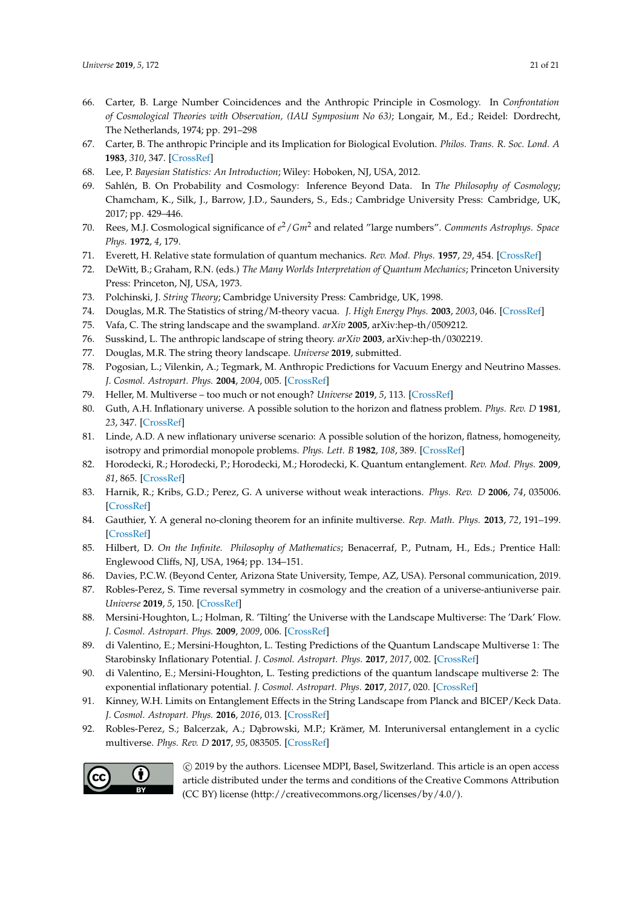66. Carter, B. Large Number Coincidences and the Anthropic Principle in Cosmology. In *Confrontation of Cosmological Theories with Observation, (IAU Symposium No 63)*; Longair, M., Ed.; Reidel: Dordrecht, The Netherlands, 1974; pp. 291–298
67. Carter, B. The anthropic Principle and its Implication for Biological Evolution. *Philos. Trans. R. Soc. Lond. A* **1983**, *310*, 347. [CrossRef]
68. Lee, P. *Bayesian Statistics: An Introduction*; Wiley: Hoboken, NJ, USA, 2012.
69. Sahlén, B. On Probability and Cosmology: Inference Beyond Data. In *The Philosophy of Cosmology*; Chamcham, K., Silk, J., Barrow, J.D., Saunders, S., Eds.; Cambridge University Press: Cambridge, UK, 2017; pp. 429–446.
70. Rees, M.J. Cosmological significance of $e^2/Gm^2$ and related "large numbers". *Comments Astrophys. Space Phys.* **1972**, *4*, 179.
71. Everett, H. Relative state formulation of quantum mechanics. *Rev. Mod. Phys.* **1957**, *29*, 454. [CrossRef]
72. DeWitt, B.; Graham, R.N. (eds.) *The Many Worlds Interpretation of Quantum Mechanics*; Princeton University Press: Princeton, NJ, USA, 1973.
73. Polchinski, J. *String Theory*; Cambridge University Press: Cambridge, UK, 1998.
74. Douglas, M.R. The Statistics of string/M-theory vacua. *J. High Energy Phys.* **2003**, *2003*, 046. [CrossRef]
75. Vafa, C. The string landscape and the swampland. *arXiv* **2005**, arXiv:hep-th/0509212.
76. Susskind, L. The anthropic landscape of string theory. *arXiv* **2003**, arXiv:hep-th/0302219.
77. Douglas, M.R. The string theory landscape. *Universe* **2019**, submitted.
78. Pogosian, L.; Vilenkin, A.; Tegmark, M. Anthropic Predictions for Vacuum Energy and Neutrino Masses. *J. Cosmol. Astropart. Phys.* **2004**, *2004*, 005. [CrossRef]
79. Heller, M. Multiverse – too much or not enough? *Universe* **2019**, *5*, 113. [CrossRef]
80. Guth, A.H. Inflationary universe. A possible solution to the horizon and flatness problem. *Phys. Rev. D* **1981**, *23*, 347. [CrossRef]
81. Linde, A.D. A new inflationary universe scenario: A possible solution of the horizon, flatness, homogeneity, isotropy and primordial monopole problems. *Phys. Lett. B* **1982**, *108*, 389. [CrossRef]
82. Horodecki, R.; Horodecki, P.; Horodecki, M.; Horodecki, K. Quantum entanglement. *Rev. Mod. Phys.* **2009**, *81*, 865. [CrossRef]
83. Harnik, R.; Kribs, G.D.; Perez, G. A universe without weak interactions. *Phys. Rev. D* **2006**, *74*, 035006. [CrossRef]
84. Gauthier, Y. A general no-cloning theorem for an infinite multiverse. *Rep. Math. Phys.* **2013**, *72*, 191–199. [CrossRef]
85. Hilbert, D. *On the Infinite. Philosophy of Mathematics*; Benacerraf, P., Putnam, H., Eds.; Prentice Hall: Englewood Cliffs, NJ, USA, 1964; pp. 134–151.
86. Davies, P.C.W. (Beyond Center, Arizona State University, Tempe, AZ, USA). Personal communication, 2019.
87. Robles-Perez, S. Time reversal symmetry in cosmology and the creation of a universe-antiuniverse pair. *Universe* **2019**, *5*, 150. [CrossRef]
88. Mersini-Houghton, L.; Holman, R. 'Tilting' the Universe with the Landscape Multiverse: The 'Dark' Flow. *J. Cosmol. Astropart. Phys.* **2009**, *2009*, 006. [CrossRef]
89. di Valentino, E.; Mersini-Houghton, L. Testing Predictions of the Quantum Landscape Multiverse 1: The Starobinsky Inflationary Potential. *J. Cosmol. Astropart. Phys.* **2017**, *2017*, 002. [CrossRef]
90. di Valentino, E.; Mersini-Houghton, L. Testing predictions of the quantum landscape multiverse 2: The exponential inflationary potential. *J. Cosmol. Astropart. Phys.* **2017**, *2017*, 020. [CrossRef]
91. Kinney, W.H. Limits on Entanglement Effects in the String Landscape from Planck and BICEP/Keck Data. *J. Cosmol. Astropart. Phys.* **2016**, *2016*, 013. [CrossRef]
92. Robles-Perez, S.; Balcerzak, A.; Dąbrowski, M.P.; Krämer, M. Interuniversal entanglement in a cyclic multiverse. *Phys. Rev. D* **2017**, *95*, 083505. [CrossRef]

© 2019 by the authors. Licensee MDPI, Basel, Switzerland. This article is an open access article distributed under the terms and conditions of the Creative Commons Attribution (CC BY) license (http://creativecommons.org/licenses/by/4.0/).